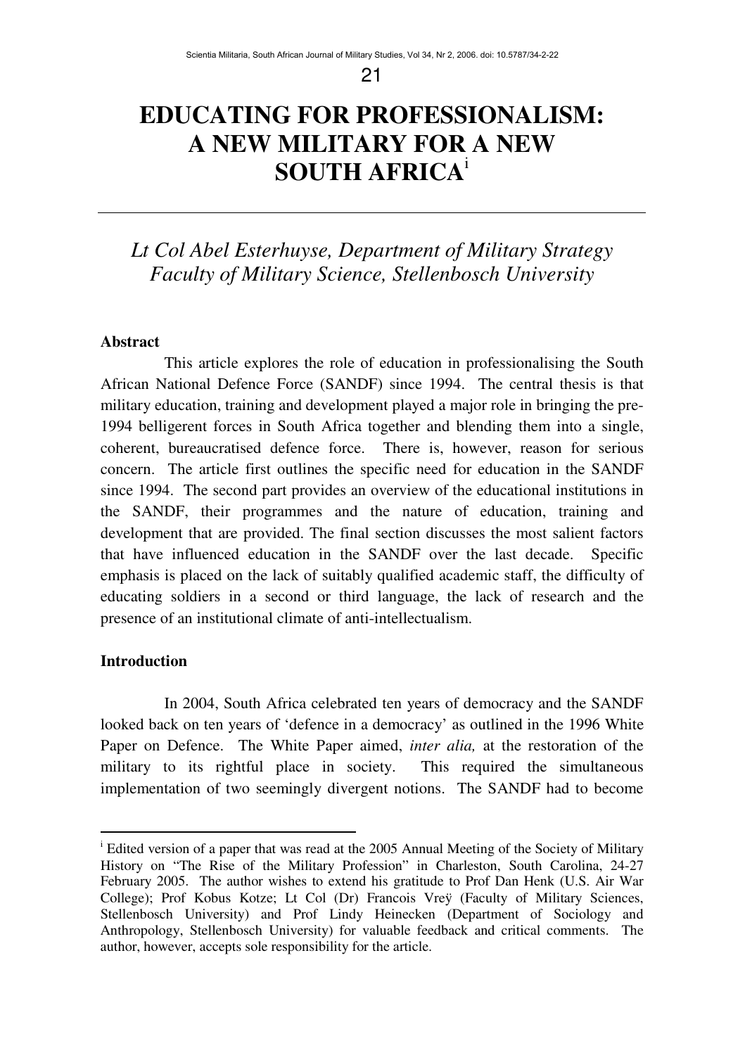# EDUCATING FOR PROFESSIONALISM: A NEW MILITARY FOR A NEW SOUTH AFRICA[i]

*Lt Col Abel Esterhuyse, Department of Military Strategy Faculty of Military Science, Stellenbosch University*

## Abstract

This article explores the role of education in professionalising the South African National Defence Force (SANDF) since 1994. The central thesis is that military education, training and development played a major role in bringing the pre-1994 belligerent forces in South Africa together and blending them into a single, coherent, bureaucratised defence force. There is, however, reason for serious concern. The article first outlines the specific need for education in the SANDF since 1994. The second part provides an overview of the educational institutions in the SANDF, their programmes and the nature of education, training and development that are provided. The final section discusses the most salient factors that have influenced education in the SANDF over the last decade. Specific emphasis is placed on the lack of suitably qualified academic staff, the difficulty of educating soldiers in a second or third language, the lack of research and the presence of an institutional climate of anti-intellectualism.

## Introduction

In 2004, South Africa celebrated ten years of democracy and the SANDF looked back on ten years of 'defence in a democracy' as outlined in the 1996 White Paper on Defence. The White Paper aimed, *inter alia,* at the restoration of the military to its rightful place in society. This required the simultaneous implementation of two seemingly divergent notions. The SANDF had to become

---

[i] Edited version of a paper that was read at the 2005 Annual Meeting of the Society of Military History on "The Rise of the Military Profession" in Charleston, South Carolina, 24-27 February 2005. The author wishes to extend his gratitude to Prof Dan Henk (U.S. Air War College); Prof Kobus Kotze; Lt Col (Dr) Francois Vreÿ (Faculty of Military Sciences, Stellenbosch University) and Prof Lindy Heinecken (Department of Sociology and Anthropology, Stellenbosch University) for valuable feedback and critical comments. The author, however, accepts sole responsibility for the article.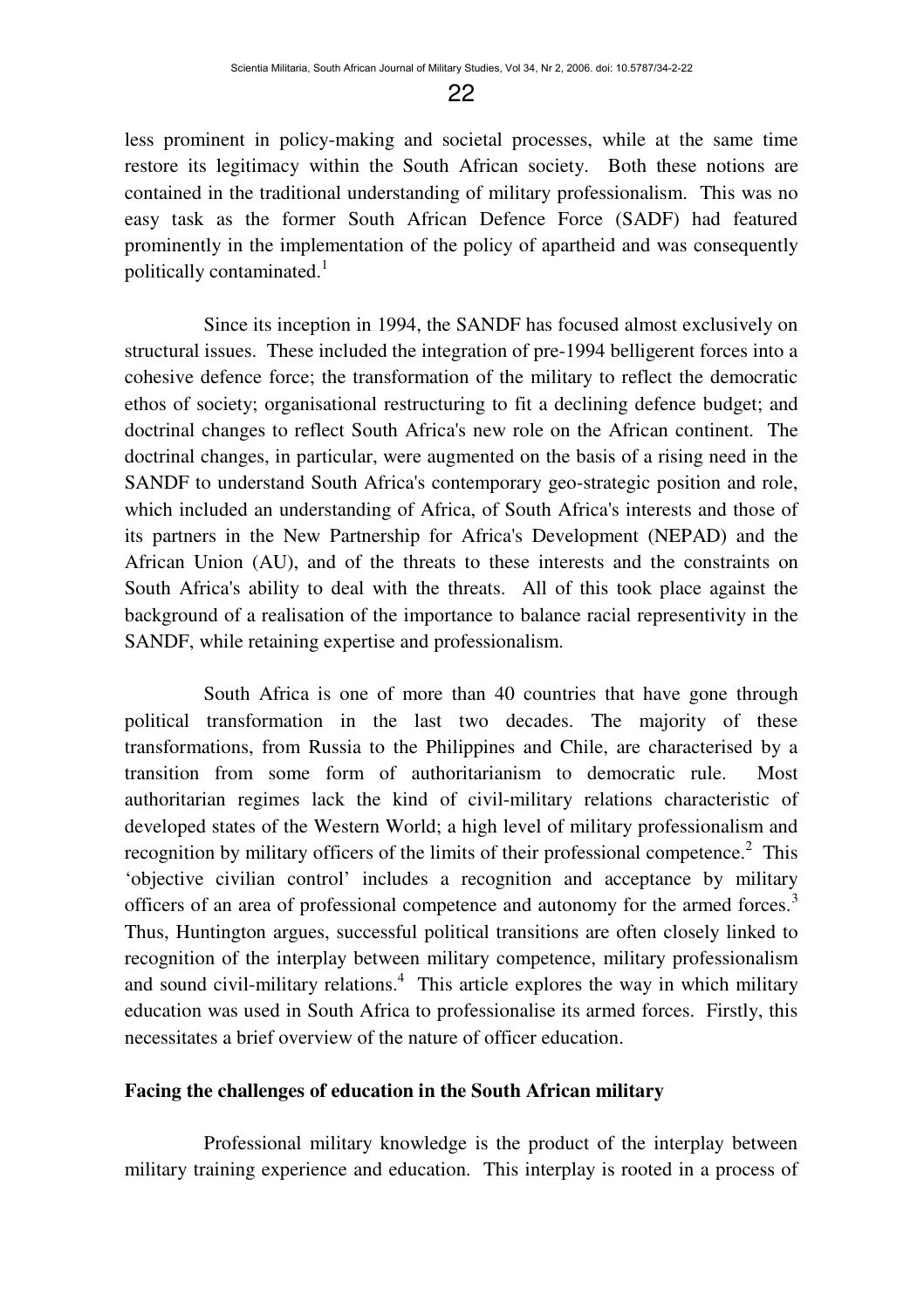less prominent in policy-making and societal processes, while at the same time restore its legitimacy within the South African society. Both these notions are contained in the traditional understanding of military professionalism. This was no easy task as the former South African Defence Force (SADF) had featured prominently in the implementation of the policy of apartheid and was consequently politically contaminated.[1]

Since its inception in 1994, the SANDF has focused almost exclusively on structural issues. These included the integration of pre-1994 belligerent forces into a cohesive defence force; the transformation of the military to reflect the democratic ethos of society; organisational restructuring to fit a declining defence budget; and doctrinal changes to reflect South Africa's new role on the African continent. The doctrinal changes, in particular, were augmented on the basis of a rising need in the SANDF to understand South Africa's contemporary geo-strategic position and role, which included an understanding of Africa, of South Africa's interests and those of its partners in the New Partnership for Africa's Development (NEPAD) and the African Union (AU), and of the threats to these interests and the constraints on South Africa's ability to deal with the threats. All of this took place against the background of a realisation of the importance to balance racial representivity in the SANDF, while retaining expertise and professionalism.

South Africa is one of more than 40 countries that have gone through political transformation in the last two decades. The majority of these transformations, from Russia to the Philippines and Chile, are characterised by a transition from some form of authoritarianism to democratic rule. Most authoritarian regimes lack the kind of civil-military relations characteristic of developed states of the Western World; a high level of military professionalism and recognition by military officers of the limits of their professional competence.[2] This 'objective civilian control' includes a recognition and acceptance by military officers of an area of professional competence and autonomy for the armed forces.[3] Thus, Huntington argues, successful political transitions are often closely linked to recognition of the interplay between military competence, military professionalism and sound civil-military relations.[4] This article explores the way in which military education was used in South Africa to professionalise its armed forces. Firstly, this necessitates a brief overview of the nature of officer education.

## Facing the challenges of education in the South African military

Professional military knowledge is the product of the interplay between military training experience and education. This interplay is rooted in a process of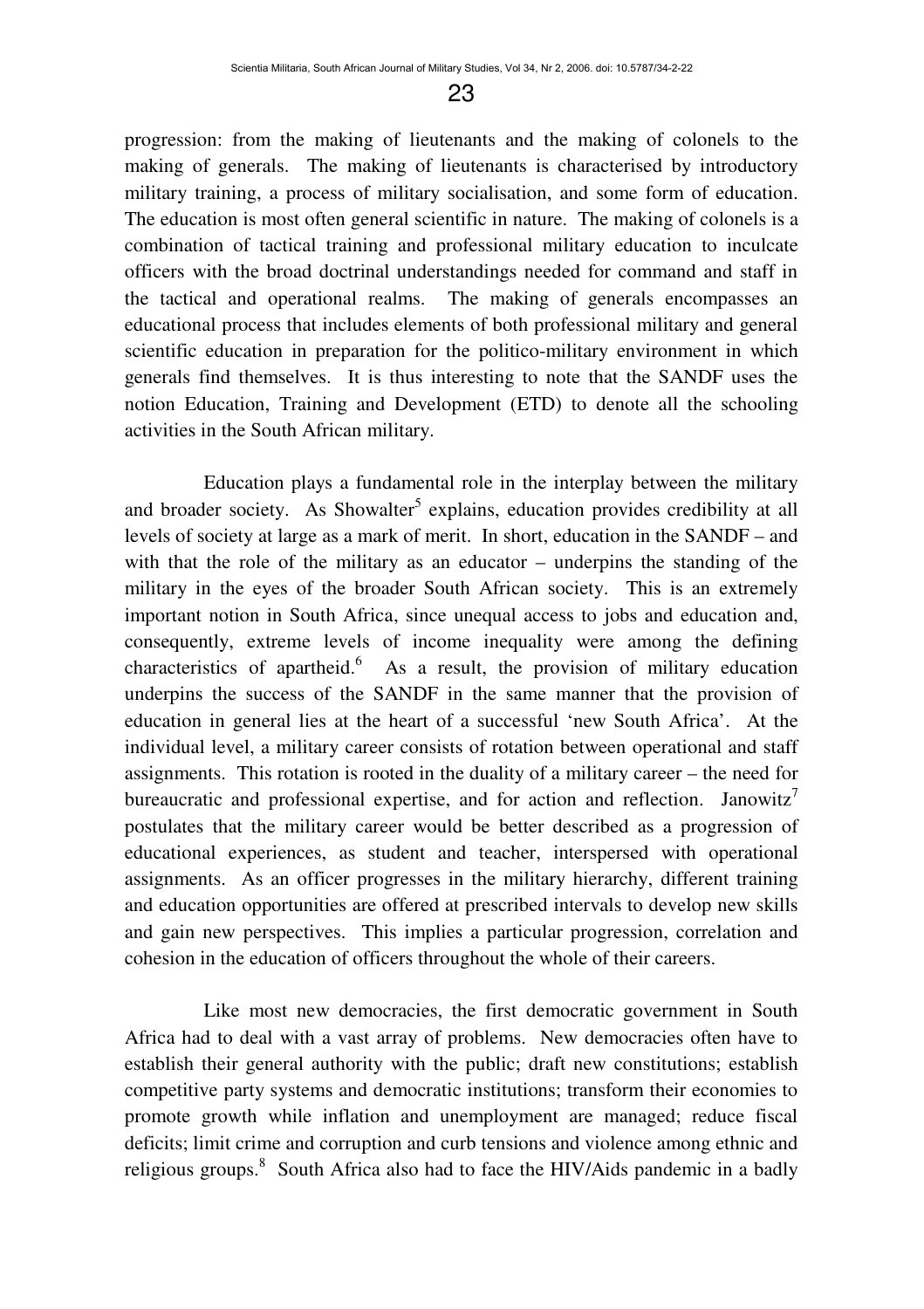progression: from the making of lieutenants and the making of colonels to the making of generals. The making of lieutenants is characterised by introductory military training, a process of military socialisation, and some form of education. The education is most often general scientific in nature. The making of colonels is a combination of tactical training and professional military education to inculcate officers with the broad doctrinal understandings needed for command and staff in the tactical and operational realms. The making of generals encompasses an educational process that includes elements of both professional military and general scientific education in preparation for the politico-military environment in which generals find themselves. It is thus interesting to note that the SANDF uses the notion Education, Training and Development (ETD) to denote all the schooling activities in the South African military.

Education plays a fundamental role in the interplay between the military and broader society. As Showalter[5] explains, education provides credibility at all levels of society at large as a mark of merit. In short, education in the SANDF – and with that the role of the military as an educator – underpins the standing of the military in the eyes of the broader South African society. This is an extremely important notion in South Africa, since unequal access to jobs and education and, consequently, extreme levels of income inequality were among the defining characteristics of apartheid.[6] As a result, the provision of military education underpins the success of the SANDF in the same manner that the provision of education in general lies at the heart of a successful 'new South Africa'. At the individual level, a military career consists of rotation between operational and staff assignments. This rotation is rooted in the duality of a military career – the need for bureaucratic and professional expertise, and for action and reflection. Janowitz[7] postulates that the military career would be better described as a progression of educational experiences, as student and teacher, interspersed with operational assignments. As an officer progresses in the military hierarchy, different training and education opportunities are offered at prescribed intervals to develop new skills and gain new perspectives. This implies a particular progression, correlation and cohesion in the education of officers throughout the whole of their careers.

Like most new democracies, the first democratic government in South Africa had to deal with a vast array of problems. New democracies often have to establish their general authority with the public; draft new constitutions; establish competitive party systems and democratic institutions; transform their economies to promote growth while inflation and unemployment are managed; reduce fiscal deficits; limit crime and corruption and curb tensions and violence among ethnic and religious groups.[8] South Africa also had to face the HIV/Aids pandemic in a badly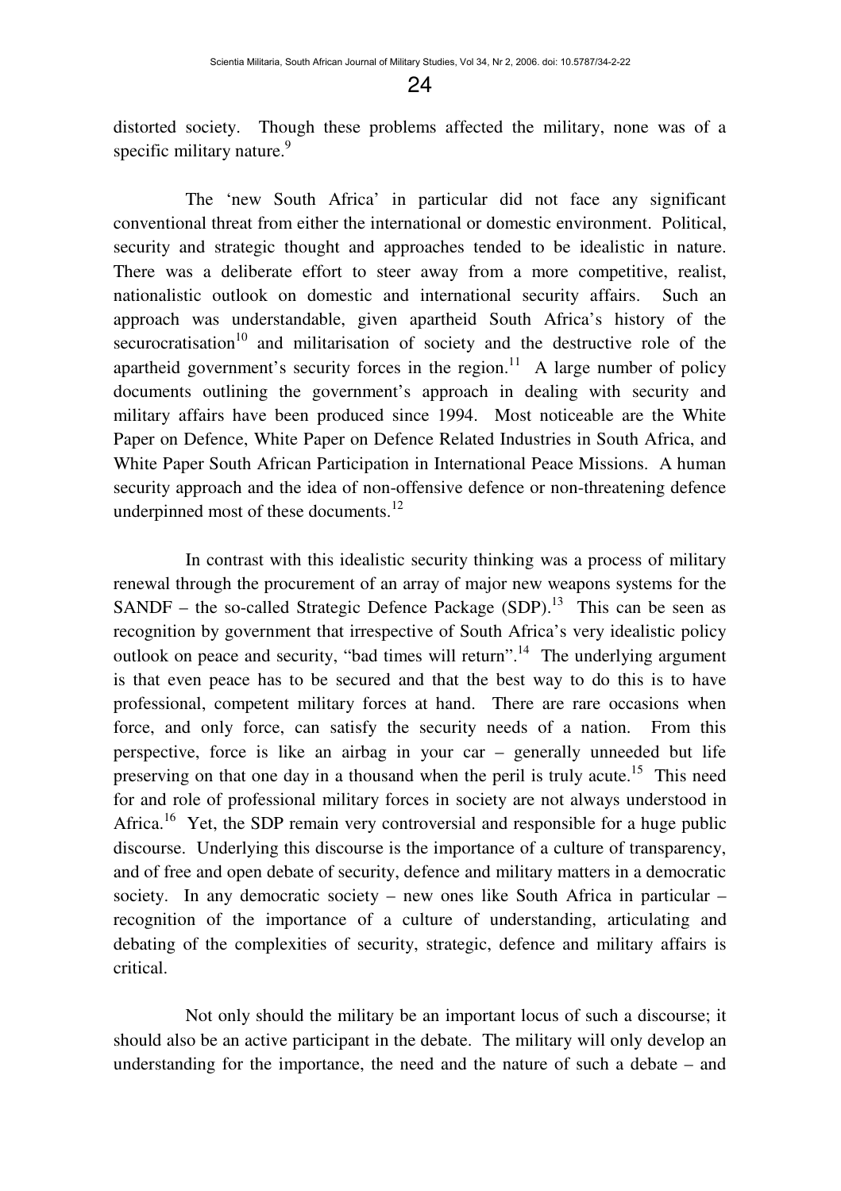distorted society. Though these problems affected the military, none was of a specific military nature.[9]

The 'new South Africa' in particular did not face any significant conventional threat from either the international or domestic environment. Political, security and strategic thought and approaches tended to be idealistic in nature. There was a deliberate effort to steer away from a more competitive, realist, nationalistic outlook on domestic and international security affairs. Such an approach was understandable, given apartheid South Africa's history of the securocratisation[10] and militarisation of society and the destructive role of the apartheid government's security forces in the region.[11] A large number of policy documents outlining the government's approach in dealing with security and military affairs have been produced since 1994. Most noticeable are the White Paper on Defence, White Paper on Defence Related Industries in South Africa, and White Paper South African Participation in International Peace Missions. A human security approach and the idea of non-offensive defence or non-threatening defence underpinned most of these documents.[12]

In contrast with this idealistic security thinking was a process of military renewal through the procurement of an array of major new weapons systems for the SANDF – the so-called Strategic Defence Package (SDP).[13] This can be seen as recognition by government that irrespective of South Africa's very idealistic policy outlook on peace and security, "bad times will return".[14] The underlying argument is that even peace has to be secured and that the best way to do this is to have professional, competent military forces at hand. There are rare occasions when force, and only force, can satisfy the security needs of a nation. From this perspective, force is like an airbag in your car – generally unneeded but life preserving on that one day in a thousand when the peril is truly acute.[15] This need for and role of professional military forces in society are not always understood in Africa.[16] Yet, the SDP remain very controversial and responsible for a huge public discourse. Underlying this discourse is the importance of a culture of transparency, and of free and open debate of security, defence and military matters in a democratic society. In any democratic society – new ones like South Africa in particular – recognition of the importance of a culture of understanding, articulating and debating of the complexities of security, strategic, defence and military affairs is critical.

Not only should the military be an important locus of such a discourse; it should also be an active participant in the debate. The military will only develop an understanding for the importance, the need and the nature of such a debate – and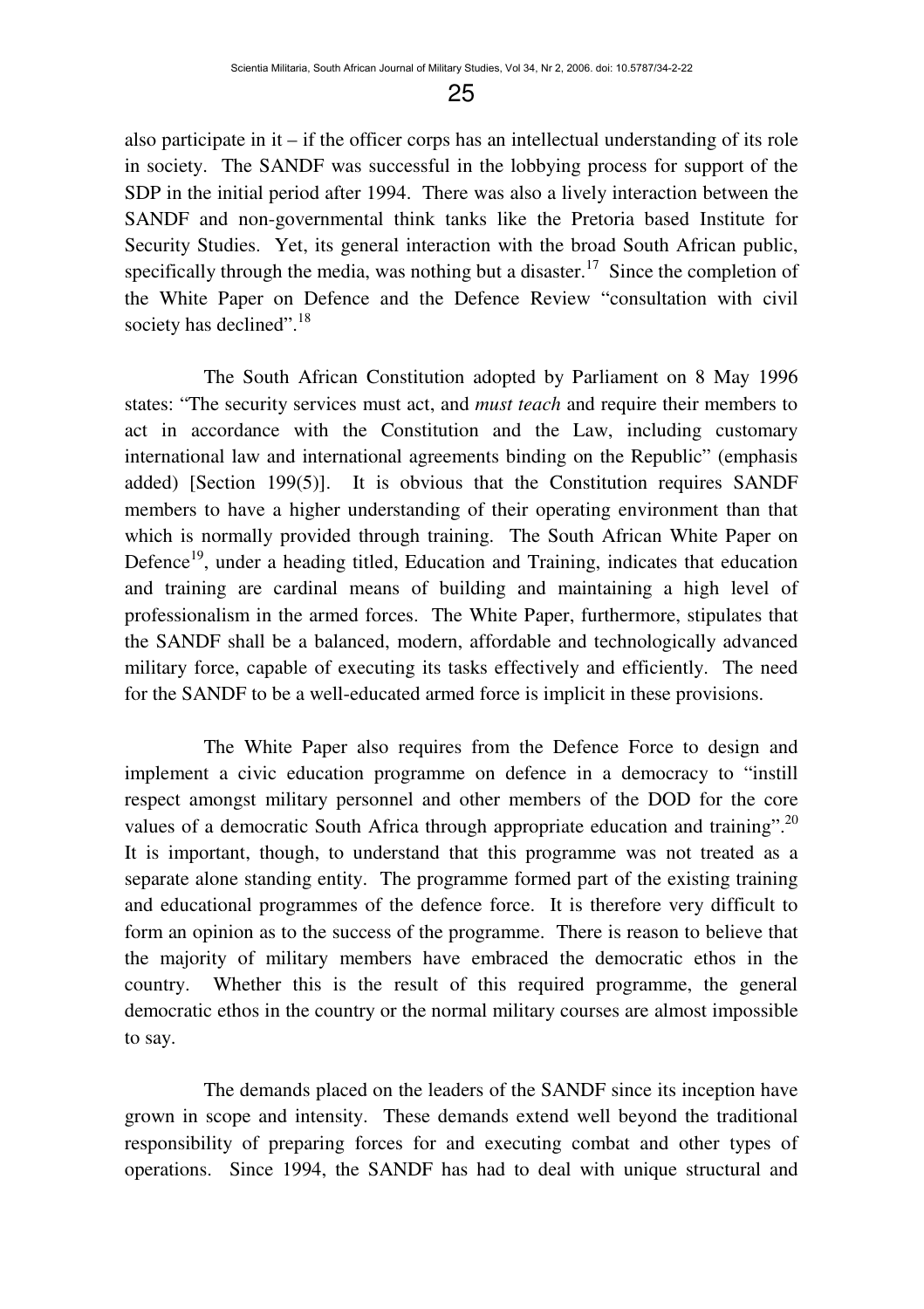also participate in it – if the officer corps has an intellectual understanding of its role in society. The SANDF was successful in the lobbying process for support of the SDP in the initial period after 1994. There was also a lively interaction between the SANDF and non-governmental think tanks like the Pretoria based Institute for Security Studies. Yet, its general interaction with the broad South African public, specifically through the media, was nothing but a disaster.[17] Since the completion of the White Paper on Defence and the Defence Review "consultation with civil society has declined".[18]

The South African Constitution adopted by Parliament on 8 May 1996 states: "The security services must act, and *must teach* and require their members to act in accordance with the Constitution and the Law, including customary international law and international agreements binding on the Republic" (emphasis added) [Section 199(5)]. It is obvious that the Constitution requires SANDF members to have a higher understanding of their operating environment than that which is normally provided through training. The South African White Paper on Defence[19], under a heading titled, Education and Training, indicates that education and training are cardinal means of building and maintaining a high level of professionalism in the armed forces. The White Paper, furthermore, stipulates that the SANDF shall be a balanced, modern, affordable and technologically advanced military force, capable of executing its tasks effectively and efficiently. The need for the SANDF to be a well-educated armed force is implicit in these provisions.

The White Paper also requires from the Defence Force to design and implement a civic education programme on defence in a democracy to "instill respect amongst military personnel and other members of the DOD for the core values of a democratic South Africa through appropriate education and training".[20] It is important, though, to understand that this programme was not treated as a separate alone standing entity. The programme formed part of the existing training and educational programmes of the defence force. It is therefore very difficult to form an opinion as to the success of the programme. There is reason to believe that the majority of military members have embraced the democratic ethos in the country. Whether this is the result of this required programme, the general democratic ethos in the country or the normal military courses are almost impossible to say.

The demands placed on the leaders of the SANDF since its inception have grown in scope and intensity. These demands extend well beyond the traditional responsibility of preparing forces for and executing combat and other types of operations. Since 1994, the SANDF has had to deal with unique structural and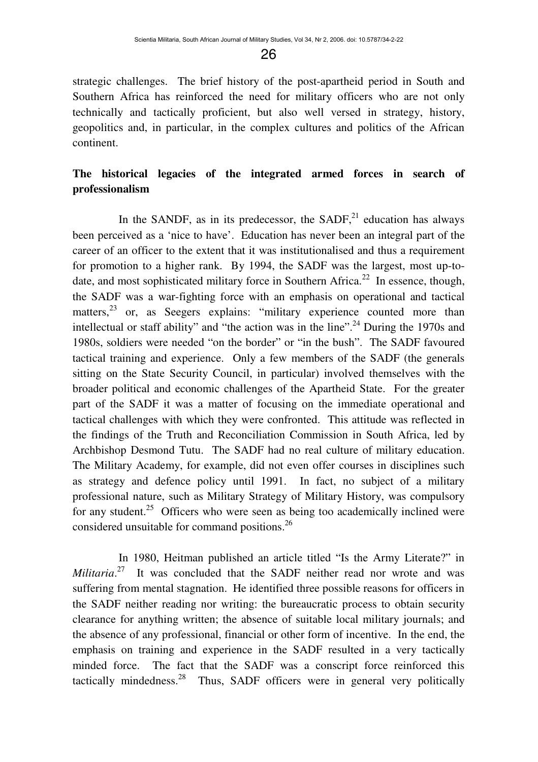strategic challenges. The brief history of the post-apartheid period in South and Southern Africa has reinforced the need for military officers who are not only technically and tactically proficient, but also well versed in strategy, history, geopolitics and, in particular, in the complex cultures and politics of the African continent.

## The historical legacies of the integrated armed forces in search of professionalism

In the SANDF, as in its predecessor, the SADF,[21] education has always been perceived as a 'nice to have'. Education has never been an integral part of the career of an officer to the extent that it was institutionalised and thus a requirement for promotion to a higher rank. By 1994, the SADF was the largest, most up-to-date, and most sophisticated military force in Southern Africa.[22] In essence, though, the SADF was a war-fighting force with an emphasis on operational and tactical matters,[23] or, as Seegers explains: "military experience counted more than intellectual or staff ability" and "the action was in the line".[24] During the 1970s and 1980s, soldiers were needed "on the border" or "in the bush". The SADF favoured tactical training and experience. Only a few members of the SADF (the generals sitting on the State Security Council, in particular) involved themselves with the broader political and economic challenges of the Apartheid State. For the greater part of the SADF it was a matter of focusing on the immediate operational and tactical challenges with which they were confronted. This attitude was reflected in the findings of the Truth and Reconciliation Commission in South Africa, led by Archbishop Desmond Tutu. The SADF had no real culture of military education. The Military Academy, for example, did not even offer courses in disciplines such as strategy and defence policy until 1991. In fact, no subject of a military professional nature, such as Military Strategy of Military History, was compulsory for any student.[25] Officers who were seen as being too academically inclined were considered unsuitable for command positions.[26]

In 1980, Heitman published an article titled "Is the Army Literate?" in *Militaria*.[27] It was concluded that the SADF neither read nor wrote and was suffering from mental stagnation. He identified three possible reasons for officers in the SADF neither reading nor writing: the bureaucratic process to obtain security clearance for anything written; the absence of suitable local military journals; and the absence of any professional, financial or other form of incentive. In the end, the emphasis on training and experience in the SADF resulted in a very tactically minded force. The fact that the SADF was a conscript force reinforced this tactically mindedness.[28] Thus, SADF officers were in general very politically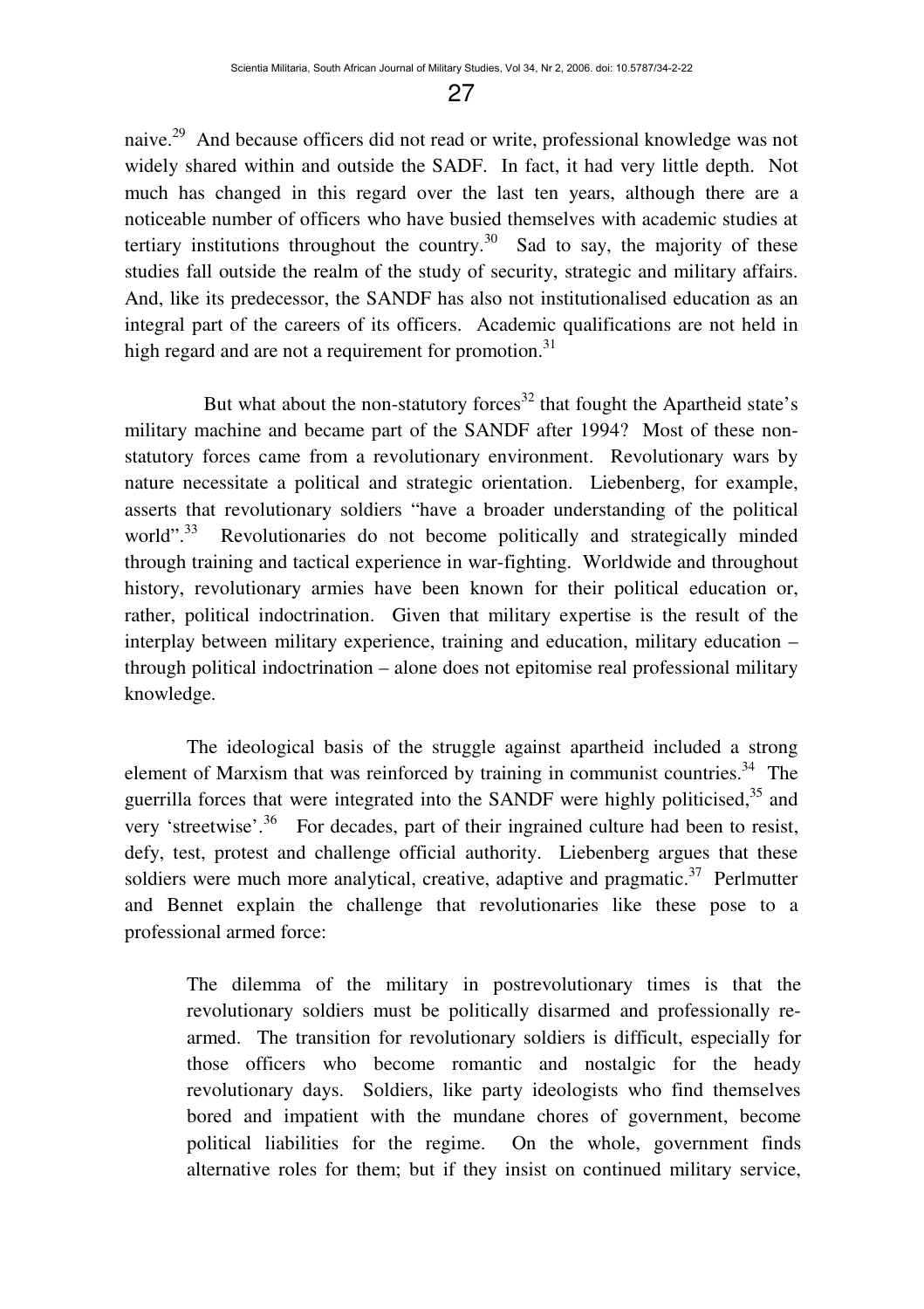naive.[29] And because officers did not read or write, professional knowledge was not widely shared within and outside the SADF. In fact, it had very little depth. Not much has changed in this regard over the last ten years, although there are a noticeable number of officers who have busied themselves with academic studies at tertiary institutions throughout the country.[30] Sad to say, the majority of these studies fall outside the realm of the study of security, strategic and military affairs. And, like its predecessor, the SANDF has also not institutionalised education as an integral part of the careers of its officers. Academic qualifications are not held in high regard and are not a requirement for promotion.[31]

But what about the non-statutory forces[32] that fought the Apartheid state's military machine and became part of the SANDF after 1994? Most of these non-statutory forces came from a revolutionary environment. Revolutionary wars by nature necessitate a political and strategic orientation. Liebenberg, for example, asserts that revolutionary soldiers "have a broader understanding of the political world".[33] Revolutionaries do not become politically and strategically minded through training and tactical experience in war-fighting. Worldwide and throughout history, revolutionary armies have been known for their political education or, rather, political indoctrination. Given that military expertise is the result of the interplay between military experience, training and education, military education – through political indoctrination – alone does not epitomise real professional military knowledge.

The ideological basis of the struggle against apartheid included a strong element of Marxism that was reinforced by training in communist countries.[34] The guerrilla forces that were integrated into the SANDF were highly politicised,[35] and very 'streetwise'.[36] For decades, part of their ingrained culture had been to resist, defy, test, protest and challenge official authority. Liebenberg argues that these soldiers were much more analytical, creative, adaptive and pragmatic.[37] Perlmutter and Bennet explain the challenge that revolutionaries like these pose to a professional armed force:

> The dilemma of the military in postrevolutionary times is that the revolutionary soldiers must be politically disarmed and professionally re-armed. The transition for revolutionary soldiers is difficult, especially for those officers who become romantic and nostalgic for the heady revolutionary days. Soldiers, like party ideologists who find themselves bored and impatient with the mundane chores of government, become political liabilities for the regime. On the whole, government finds alternative roles for them; but if they insist on continued military service,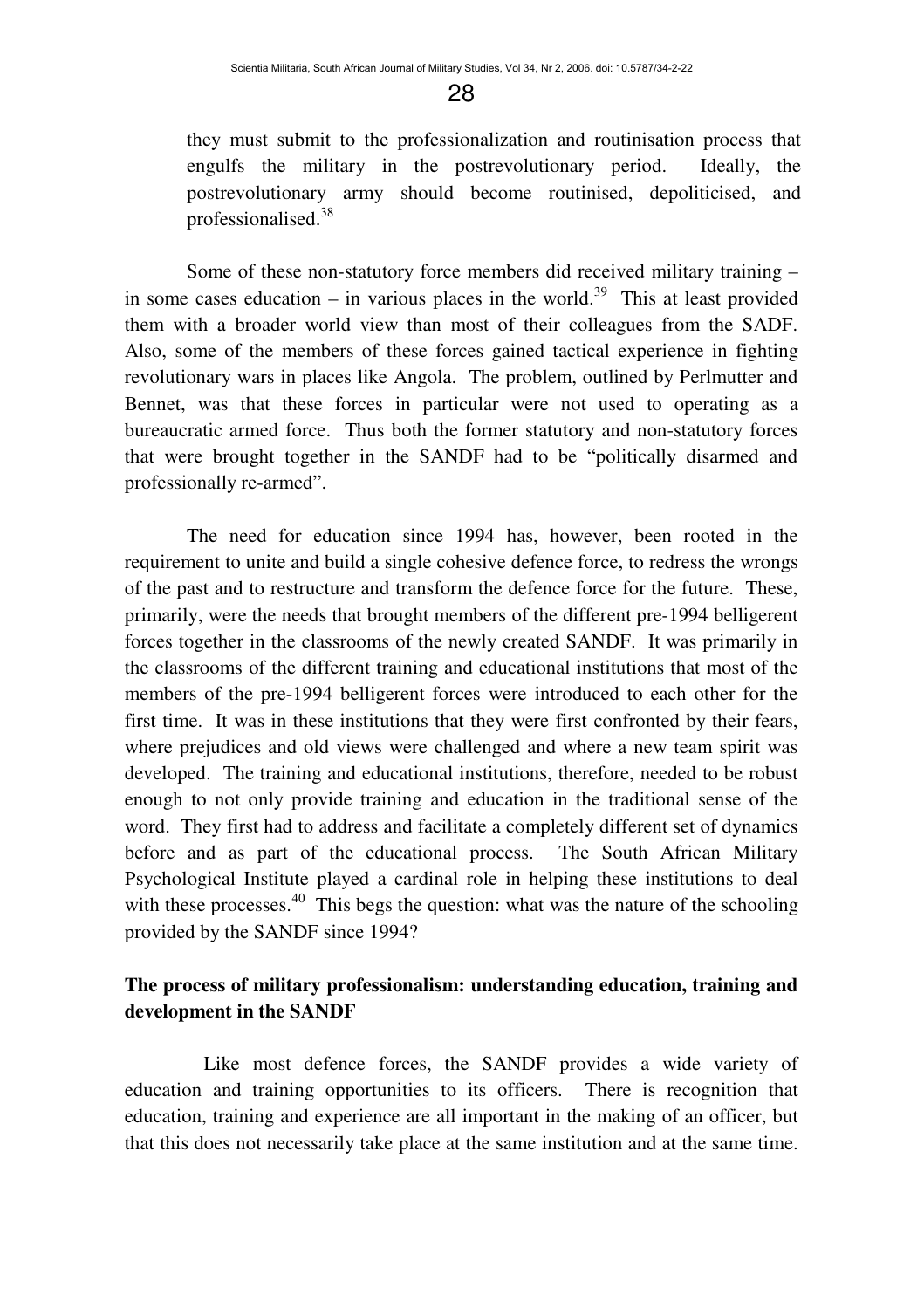they must submit to the professionalization and routinisation process that engulfs the military in the postrevolutionary period. Ideally, the postrevolutionary army should become routinised, depoliticised, and professionalised.[38]

Some of these non-statutory force members did received military training – in some cases education – in various places in the world.[39] This at least provided them with a broader world view than most of their colleagues from the SADF. Also, some of the members of these forces gained tactical experience in fighting revolutionary wars in places like Angola. The problem, outlined by Perlmutter and Bennet, was that these forces in particular were not used to operating as a bureaucratic armed force. Thus both the former statutory and non-statutory forces that were brought together in the SANDF had to be "politically disarmed and professionally re-armed".

The need for education since 1994 has, however, been rooted in the requirement to unite and build a single cohesive defence force, to redress the wrongs of the past and to restructure and transform the defence force for the future. These, primarily, were the needs that brought members of the different pre-1994 belligerent forces together in the classrooms of the newly created SANDF. It was primarily in the classrooms of the different training and educational institutions that most of the members of the pre-1994 belligerent forces were introduced to each other for the first time. It was in these institutions that they were first confronted by their fears, where prejudices and old views were challenged and where a new team spirit was developed. The training and educational institutions, therefore, needed to be robust enough to not only provide training and education in the traditional sense of the word. They first had to address and facilitate a completely different set of dynamics before and as part of the educational process. The South African Military Psychological Institute played a cardinal role in helping these institutions to deal with these processes.[40] This begs the question: what was the nature of the schooling provided by the SANDF since 1994?

## The process of military professionalism: understanding education, training and development in the SANDF

Like most defence forces, the SANDF provides a wide variety of education and training opportunities to its officers. There is recognition that education, training and experience are all important in the making of an officer, but that this does not necessarily take place at the same institution and at the same time.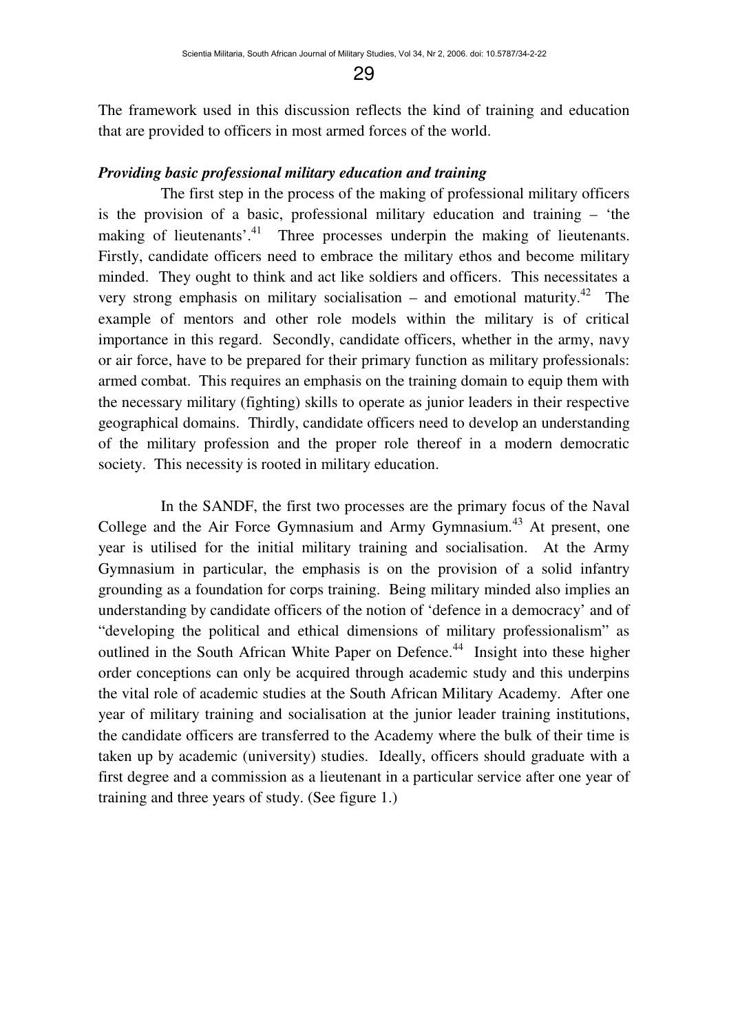The framework used in this discussion reflects the kind of training and education that are provided to officers in most armed forces of the world.

***Providing basic professional military education and training***

The first step in the process of the making of professional military officers is the provision of a basic, professional military education and training – 'the making of lieutenants'.[41] Three processes underpin the making of lieutenants. Firstly, candidate officers need to embrace the military ethos and become military minded. They ought to think and act like soldiers and officers. This necessitates a very strong emphasis on military socialisation – and emotional maturity.[42] The example of mentors and other role models within the military is of critical importance in this regard. Secondly, candidate officers, whether in the army, navy or air force, have to be prepared for their primary function as military professionals: armed combat. This requires an emphasis on the training domain to equip them with the necessary military (fighting) skills to operate as junior leaders in their respective geographical domains. Thirdly, candidate officers need to develop an understanding of the military profession and the proper role thereof in a modern democratic society. This necessity is rooted in military education.

In the SANDF, the first two processes are the primary focus of the Naval College and the Air Force Gymnasium and Army Gymnasium.[43] At present, one year is utilised for the initial military training and socialisation. At the Army Gymnasium in particular, the emphasis is on the provision of a solid infantry grounding as a foundation for corps training. Being military minded also implies an understanding by candidate officers of the notion of 'defence in a democracy' and of "developing the political and ethical dimensions of military professionalism" as outlined in the South African White Paper on Defence.[44] Insight into these higher order conceptions can only be acquired through academic study and this underpins the vital role of academic studies at the South African Military Academy. After one year of military training and socialisation at the junior leader training institutions, the candidate officers are transferred to the Academy where the bulk of their time is taken up by academic (university) studies. Ideally, officers should graduate with a first degree and a commission as a lieutenant in a particular service after one year of training and three years of study. (See figure 1.)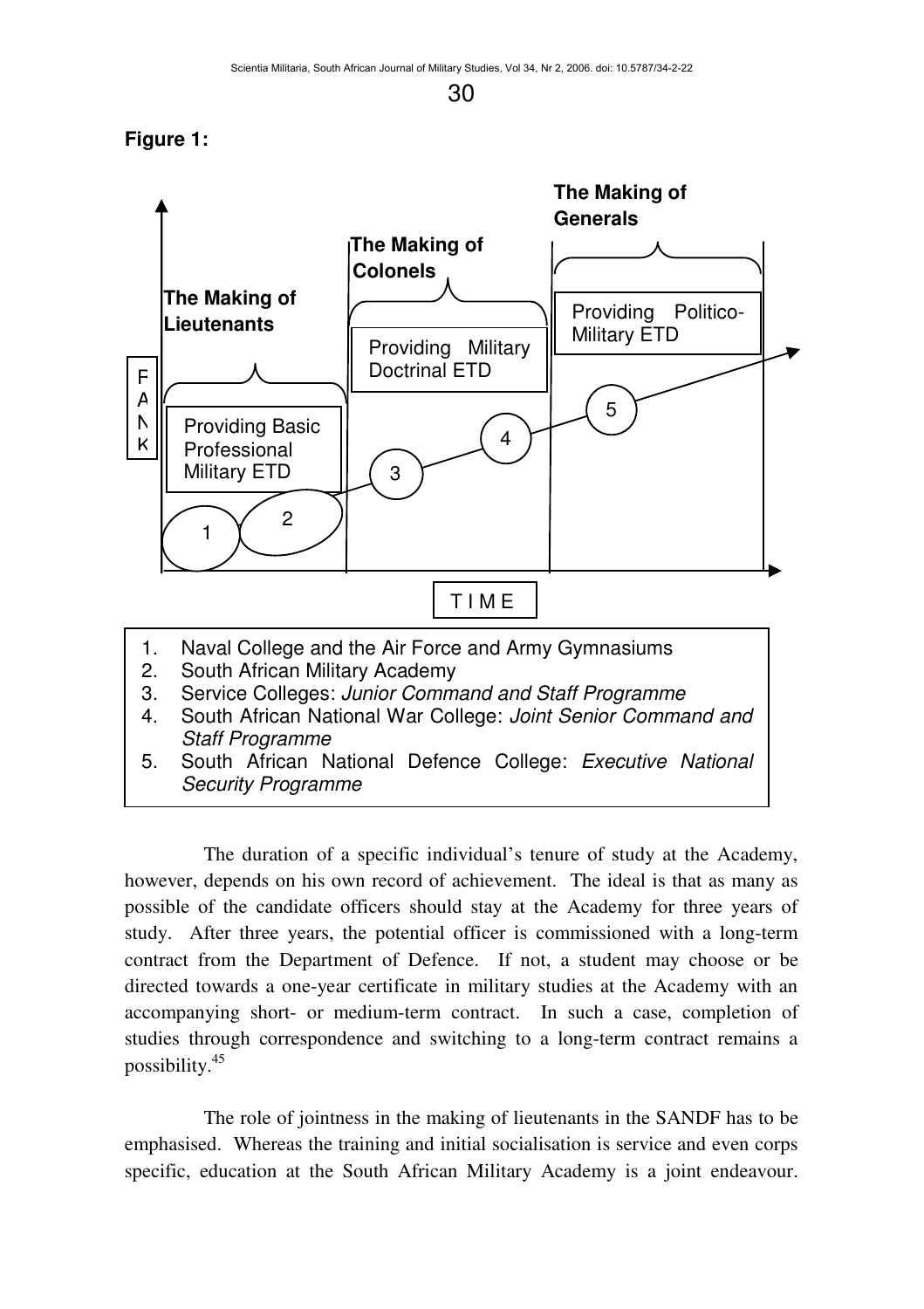**Figure 1:**

The Making of Lieutenants — Providing Basic Professional Military ETD

The Making of Colonels — Providing Military Doctrinal ETD

The Making of Generals — Providing Politico-Military ETD

RANK

TIME

1. Naval College and the Air Force and Army Gymnasiums
2. South African Military Academy
3. Service Colleges: *Junior Command and Staff Programme*
4. South African National War College: *Joint Senior Command and Staff Programme*
5. South African National Defence College: *Executive National Security Programme*

The duration of a specific individual's tenure of study at the Academy, however, depends on his own record of achievement. The ideal is that as many as possible of the candidate officers should stay at the Academy for three years of study. After three years, the potential officer is commissioned with a long-term contract from the Department of Defence. If not, a student may choose or be directed towards a one-year certificate in military studies at the Academy with an accompanying short- or medium-term contract. In such a case, completion of studies through correspondence and switching to a long-term contract remains a possibility.[45]

The role of jointness in the making of lieutenants in the SANDF has to be emphasised. Whereas the training and initial socialisation is service and even corps specific, education at the South African Military Academy is a joint endeavour.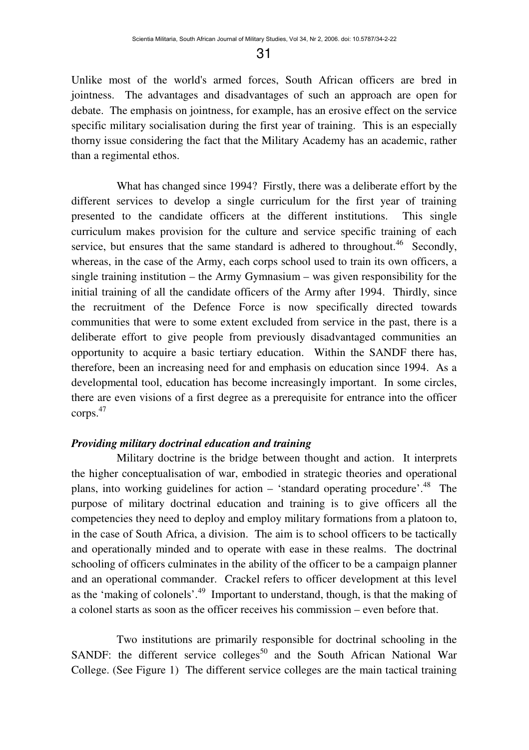Unlike most of the world's armed forces, South African officers are bred in jointness. The advantages and disadvantages of such an approach are open for debate. The emphasis on jointness, for example, has an erosive effect on the service specific military socialisation during the first year of training. This is an especially thorny issue considering the fact that the Military Academy has an academic, rather than a regimental ethos.

What has changed since 1994? Firstly, there was a deliberate effort by the different services to develop a single curriculum for the first year of training presented to the candidate officers at the different institutions. This single curriculum makes provision for the culture and service specific training of each service, but ensures that the same standard is adhered to throughout.[46] Secondly, whereas, in the case of the Army, each corps school used to train its own officers, a single training institution – the Army Gymnasium – was given responsibility for the initial training of all the candidate officers of the Army after 1994. Thirdly, since the recruitment of the Defence Force is now specifically directed towards communities that were to some extent excluded from service in the past, there is a deliberate effort to give people from previously disadvantaged communities an opportunity to acquire a basic tertiary education. Within the SANDF there has, therefore, been an increasing need for and emphasis on education since 1994. As a developmental tool, education has become increasingly important. In some circles, there are even visions of a first degree as a prerequisite for entrance into the officer corps.[47]

***Providing military doctrinal education and training***

Military doctrine is the bridge between thought and action. It interprets the higher conceptualisation of war, embodied in strategic theories and operational plans, into working guidelines for action – 'standard operating procedure'.[48] The purpose of military doctrinal education and training is to give officers all the competencies they need to deploy and employ military formations from a platoon to, in the case of South Africa, a division. The aim is to school officers to be tactically and operationally minded and to operate with ease in these realms. The doctrinal schooling of officers culminates in the ability of the officer to be a campaign planner and an operational commander. Crackel refers to officer development at this level as the 'making of colonels'.[49] Important to understand, though, is that the making of a colonel starts as soon as the officer receives his commission – even before that.

Two institutions are primarily responsible for doctrinal schooling in the SANDF: the different service colleges[50] and the South African National War College. (See Figure 1) The different service colleges are the main tactical training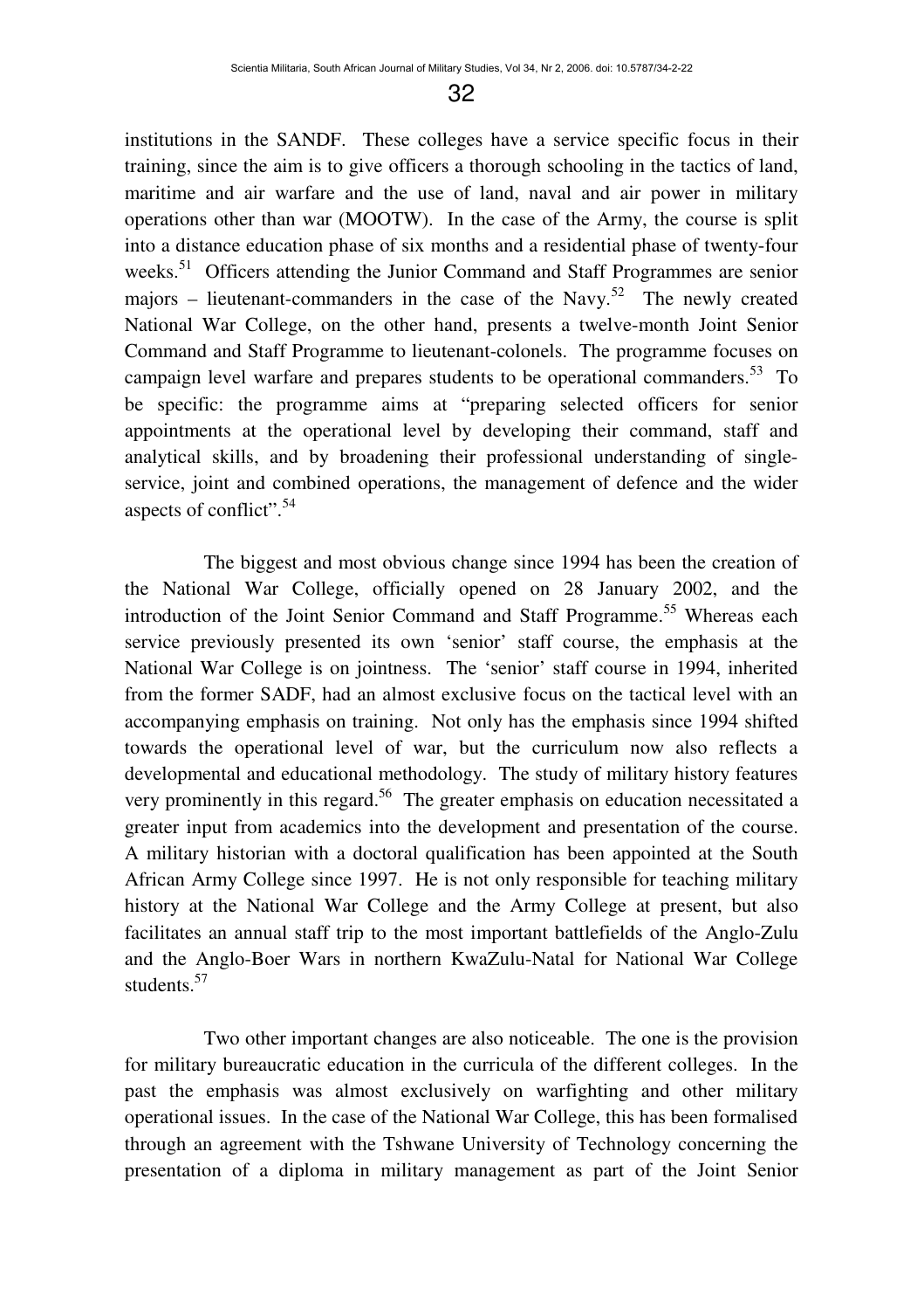institutions in the SANDF. These colleges have a service specific focus in their training, since the aim is to give officers a thorough schooling in the tactics of land, maritime and air warfare and the use of land, naval and air power in military operations other than war (MOOTW). In the case of the Army, the course is split into a distance education phase of six months and a residential phase of twenty-four weeks.[51] Officers attending the Junior Command and Staff Programmes are senior majors – lieutenant-commanders in the case of the Navy.[52] The newly created National War College, on the other hand, presents a twelve-month Joint Senior Command and Staff Programme to lieutenant-colonels. The programme focuses on campaign level warfare and prepares students to be operational commanders.[53] To be specific: the programme aims at "preparing selected officers for senior appointments at the operational level by developing their command, staff and analytical skills, and by broadening their professional understanding of single-service, joint and combined operations, the management of defence and the wider aspects of conflict".[54]

The biggest and most obvious change since 1994 has been the creation of the National War College, officially opened on 28 January 2002, and the introduction of the Joint Senior Command and Staff Programme.[55] Whereas each service previously presented its own 'senior' staff course, the emphasis at the National War College is on jointness. The 'senior' staff course in 1994, inherited from the former SADF, had an almost exclusive focus on the tactical level with an accompanying emphasis on training. Not only has the emphasis since 1994 shifted towards the operational level of war, but the curriculum now also reflects a developmental and educational methodology. The study of military history features very prominently in this regard.[56] The greater emphasis on education necessitated a greater input from academics into the development and presentation of the course. A military historian with a doctoral qualification has been appointed at the South African Army College since 1997. He is not only responsible for teaching military history at the National War College and the Army College at present, but also facilitates an annual staff trip to the most important battlefields of the Anglo-Zulu and the Anglo-Boer Wars in northern KwaZulu-Natal for National War College students.[57]

Two other important changes are also noticeable. The one is the provision for military bureaucratic education in the curricula of the different colleges. In the past the emphasis was almost exclusively on warfighting and other military operational issues. In the case of the National War College, this has been formalised through an agreement with the Tshwane University of Technology concerning the presentation of a diploma in military management as part of the Joint Senior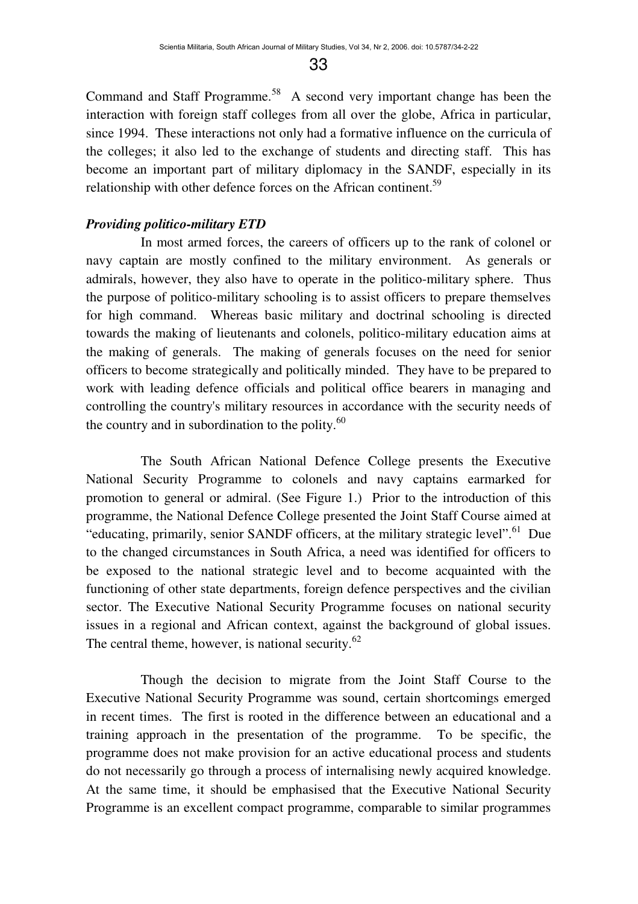Command and Staff Programme.[58] A second very important change has been the interaction with foreign staff colleges from all over the globe, Africa in particular, since 1994. These interactions not only had a formative influence on the curricula of the colleges; it also led to the exchange of students and directing staff. This has become an important part of military diplomacy in the SANDF, especially in its relationship with other defence forces on the African continent.[59]

***Providing politico-military ETD***

In most armed forces, the careers of officers up to the rank of colonel or navy captain are mostly confined to the military environment. As generals or admirals, however, they also have to operate in the politico-military sphere. Thus the purpose of politico-military schooling is to assist officers to prepare themselves for high command. Whereas basic military and doctrinal schooling is directed towards the making of lieutenants and colonels, politico-military education aims at the making of generals. The making of generals focuses on the need for senior officers to become strategically and politically minded. They have to be prepared to work with leading defence officials and political office bearers in managing and controlling the country's military resources in accordance with the security needs of the country and in subordination to the polity.[60]

The South African National Defence College presents the Executive National Security Programme to colonels and navy captains earmarked for promotion to general or admiral. (See Figure 1.) Prior to the introduction of this programme, the National Defence College presented the Joint Staff Course aimed at "educating, primarily, senior SANDF officers, at the military strategic level".[61] Due to the changed circumstances in South Africa, a need was identified for officers to be exposed to the national strategic level and to become acquainted with the functioning of other state departments, foreign defence perspectives and the civilian sector. The Executive National Security Programme focuses on national security issues in a regional and African context, against the background of global issues. The central theme, however, is national security.[62]

Though the decision to migrate from the Joint Staff Course to the Executive National Security Programme was sound, certain shortcomings emerged in recent times. The first is rooted in the difference between an educational and a training approach in the presentation of the programme. To be specific, the programme does not make provision for an active educational process and students do not necessarily go through a process of internalising newly acquired knowledge. At the same time, it should be emphasised that the Executive National Security Programme is an excellent compact programme, comparable to similar programmes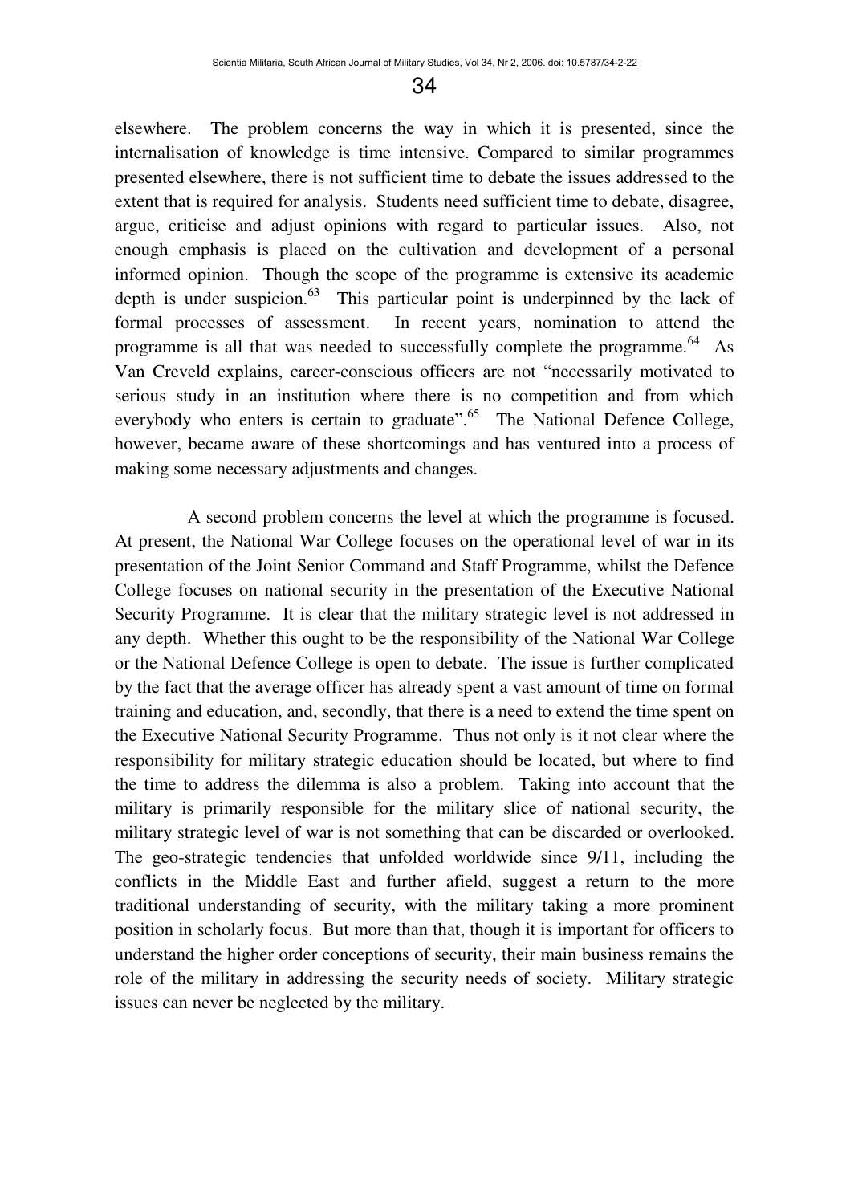elsewhere. The problem concerns the way in which it is presented, since the internalisation of knowledge is time intensive. Compared to similar programmes presented elsewhere, there is not sufficient time to debate the issues addressed to the extent that is required for analysis. Students need sufficient time to debate, disagree, argue, criticise and adjust opinions with regard to particular issues. Also, not enough emphasis is placed on the cultivation and development of a personal informed opinion. Though the scope of the programme is extensive its academic depth is under suspicion.[63] This particular point is underpinned by the lack of formal processes of assessment. In recent years, nomination to attend the programme is all that was needed to successfully complete the programme.[64] As Van Creveld explains, career-conscious officers are not "necessarily motivated to serious study in an institution where there is no competition and from which everybody who enters is certain to graduate".[65] The National Defence College, however, became aware of these shortcomings and has ventured into a process of making some necessary adjustments and changes.

A second problem concerns the level at which the programme is focused. At present, the National War College focuses on the operational level of war in its presentation of the Joint Senior Command and Staff Programme, whilst the Defence College focuses on national security in the presentation of the Executive National Security Programme. It is clear that the military strategic level is not addressed in any depth. Whether this ought to be the responsibility of the National War College or the National Defence College is open to debate. The issue is further complicated by the fact that the average officer has already spent a vast amount of time on formal training and education, and, secondly, that there is a need to extend the time spent on the Executive National Security Programme. Thus not only is it not clear where the responsibility for military strategic education should be located, but where to find the time to address the dilemma is also a problem. Taking into account that the military is primarily responsible for the military slice of national security, the military strategic level of war is not something that can be discarded or overlooked. The geo-strategic tendencies that unfolded worldwide since 9/11, including the conflicts in the Middle East and further afield, suggest a return to the more traditional understanding of security, with the military taking a more prominent position in scholarly focus. But more than that, though it is important for officers to understand the higher order conceptions of security, their main business remains the role of the military in addressing the security needs of society. Military strategic issues can never be neglected by the military.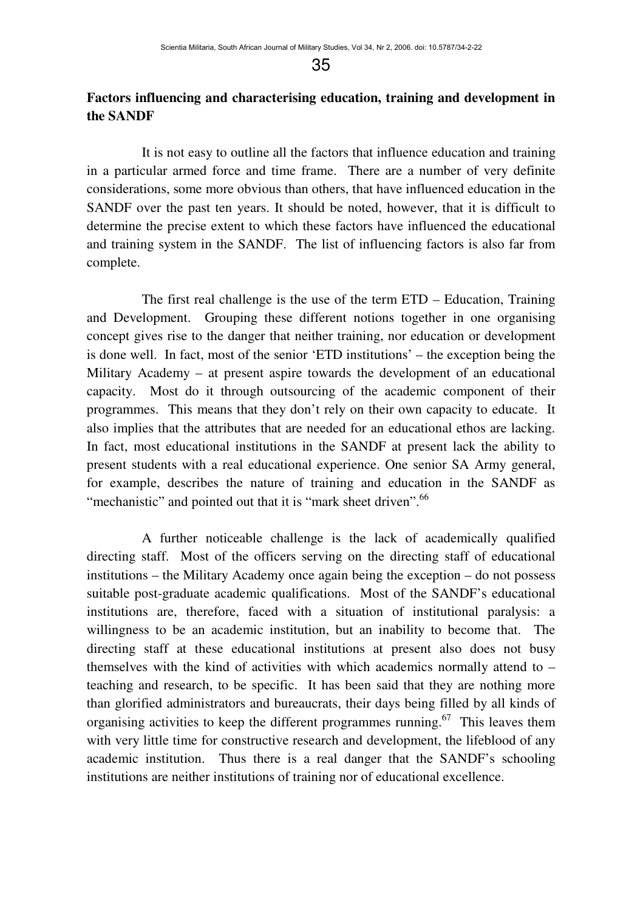**Factors influencing and characterising education, training and development in the SANDF**

It is not easy to outline all the factors that influence education and training in a particular armed force and time frame. There are a number of very definite considerations, some more obvious than others, that have influenced education in the SANDF over the past ten years. It should be noted, however, that it is difficult to determine the precise extent to which these factors have influenced the educational and training system in the SANDF. The list of influencing factors is also far from complete.

The first real challenge is the use of the term ETD – Education, Training and Development. Grouping these different notions together in one organising concept gives rise to the danger that neither training, nor education or development is done well. In fact, most of the senior 'ETD institutions' – the exception being the Military Academy – at present aspire towards the development of an educational capacity. Most do it through outsourcing of the academic component of their programmes. This means that they don't rely on their own capacity to educate. It also implies that the attributes that are needed for an educational ethos are lacking. In fact, most educational institutions in the SANDF at present lack the ability to present students with a real educational experience. One senior SA Army general, for example, describes the nature of training and education in the SANDF as "mechanistic" and pointed out that it is "mark sheet driven".[66]

A further noticeable challenge is the lack of academically qualified directing staff. Most of the officers serving on the directing staff of educational institutions – the Military Academy once again being the exception – do not possess suitable post-graduate academic qualifications. Most of the SANDF's educational institutions are, therefore, faced with a situation of institutional paralysis: a willingness to be an academic institution, but an inability to become that. The directing staff at these educational institutions at present also does not busy themselves with the kind of activities with which academics normally attend to – teaching and research, to be specific. It has been said that they are nothing more than glorified administrators and bureaucrats, their days being filled by all kinds of organising activities to keep the different programmes running.[67] This leaves them with very little time for constructive research and development, the lifeblood of any academic institution. Thus there is a real danger that the SANDF's schooling institutions are neither institutions of training nor of educational excellence.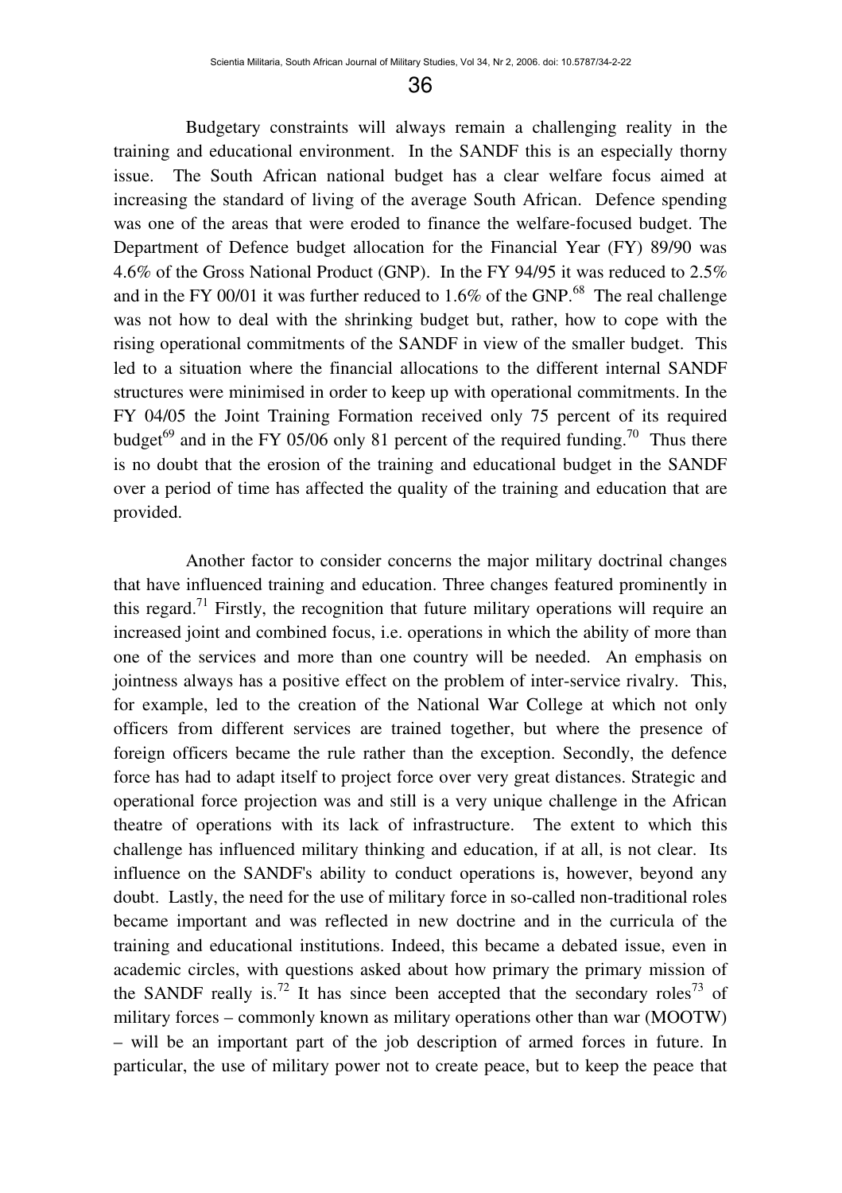Budgetary constraints will always remain a challenging reality in the training and educational environment. In the SANDF this is an especially thorny issue. The South African national budget has a clear welfare focus aimed at increasing the standard of living of the average South African. Defence spending was one of the areas that were eroded to finance the welfare-focused budget. The Department of Defence budget allocation for the Financial Year (FY) 89/90 was 4.6% of the Gross National Product (GNP). In the FY 94/95 it was reduced to 2.5% and in the FY 00/01 it was further reduced to 1.6% of the GNP.[68] The real challenge was not how to deal with the shrinking budget but, rather, how to cope with the rising operational commitments of the SANDF in view of the smaller budget. This led to a situation where the financial allocations to the different internal SANDF structures were minimised in order to keep up with operational commitments. In the FY 04/05 the Joint Training Formation received only 75 percent of its required budget[69] and in the FY 05/06 only 81 percent of the required funding.[70] Thus there is no doubt that the erosion of the training and educational budget in the SANDF over a period of time has affected the quality of the training and education that are provided.

Another factor to consider concerns the major military doctrinal changes that have influenced training and education. Three changes featured prominently in this regard.[71] Firstly, the recognition that future military operations will require an increased joint and combined focus, i.e. operations in which the ability of more than one of the services and more than one country will be needed. An emphasis on jointness always has a positive effect on the problem of inter-service rivalry. This, for example, led to the creation of the National War College at which not only officers from different services are trained together, but where the presence of foreign officers became the rule rather than the exception. Secondly, the defence force has had to adapt itself to project force over very great distances. Strategic and operational force projection was and still is a very unique challenge in the African theatre of operations with its lack of infrastructure. The extent to which this challenge has influenced military thinking and education, if at all, is not clear. Its influence on the SANDF's ability to conduct operations is, however, beyond any doubt. Lastly, the need for the use of military force in so-called non-traditional roles became important and was reflected in new doctrine and in the curricula of the training and educational institutions. Indeed, this became a debated issue, even in academic circles, with questions asked about how primary the primary mission of the SANDF really is.[72] It has since been accepted that the secondary roles[73] of military forces – commonly known as military operations other than war (MOOTW) – will be an important part of the job description of armed forces in future. In particular, the use of military power not to create peace, but to keep the peace that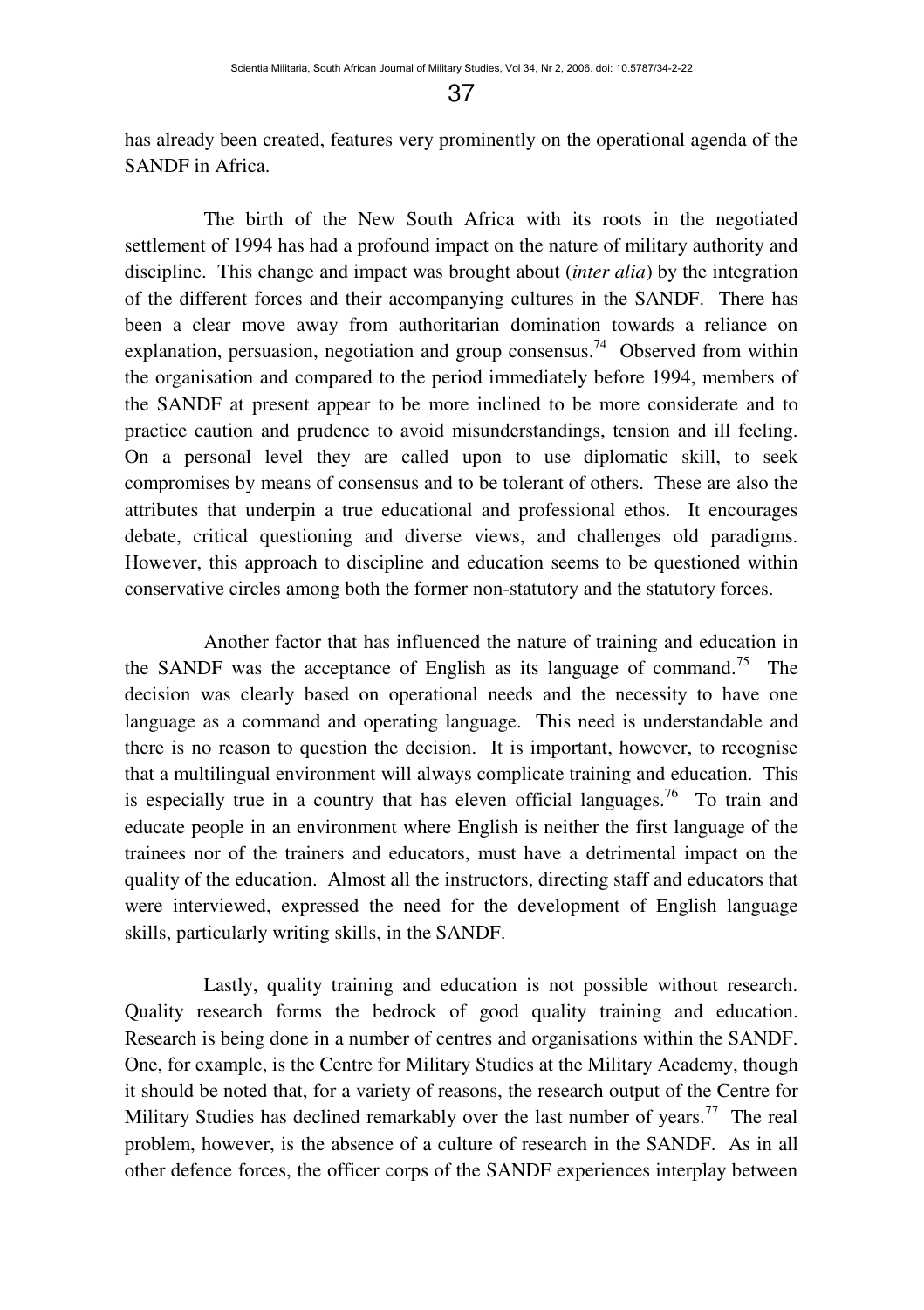has already been created, features very prominently on the operational agenda of the SANDF in Africa.

The birth of the New South Africa with its roots in the negotiated settlement of 1994 has had a profound impact on the nature of military authority and discipline. This change and impact was brought about (*inter alia*) by the integration of the different forces and their accompanying cultures in the SANDF. There has been a clear move away from authoritarian domination towards a reliance on explanation, persuasion, negotiation and group consensus.[74] Observed from within the organisation and compared to the period immediately before 1994, members of the SANDF at present appear to be more inclined to be more considerate and to practice caution and prudence to avoid misunderstandings, tension and ill feeling. On a personal level they are called upon to use diplomatic skill, to seek compromises by means of consensus and to be tolerant of others. These are also the attributes that underpin a true educational and professional ethos. It encourages debate, critical questioning and diverse views, and challenges old paradigms. However, this approach to discipline and education seems to be questioned within conservative circles among both the former non-statutory and the statutory forces.

Another factor that has influenced the nature of training and education in the SANDF was the acceptance of English as its language of command.[75] The decision was clearly based on operational needs and the necessity to have one language as a command and operating language. This need is understandable and there is no reason to question the decision. It is important, however, to recognise that a multilingual environment will always complicate training and education. This is especially true in a country that has eleven official languages.[76] To train and educate people in an environment where English is neither the first language of the trainees nor of the trainers and educators, must have a detrimental impact on the quality of the education. Almost all the instructors, directing staff and educators that were interviewed, expressed the need for the development of English language skills, particularly writing skills, in the SANDF.

Lastly, quality training and education is not possible without research. Quality research forms the bedrock of good quality training and education. Research is being done in a number of centres and organisations within the SANDF. One, for example, is the Centre for Military Studies at the Military Academy, though it should be noted that, for a variety of reasons, the research output of the Centre for Military Studies has declined remarkably over the last number of years.[77] The real problem, however, is the absence of a culture of research in the SANDF. As in all other defence forces, the officer corps of the SANDF experiences interplay between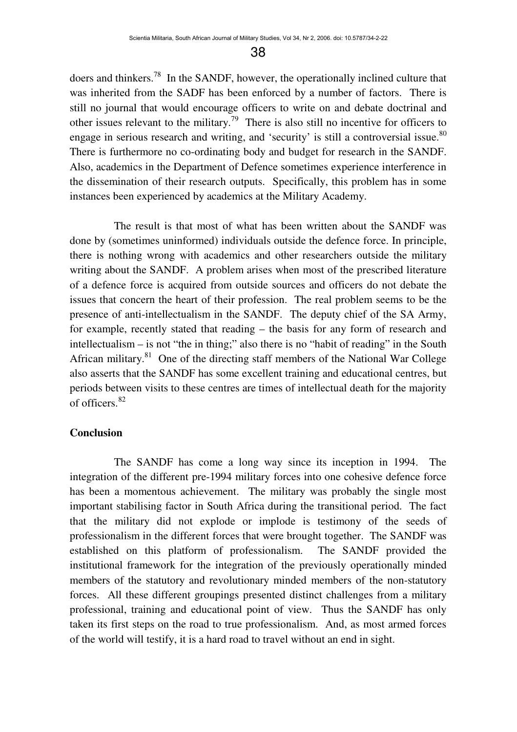doers and thinkers.[78] In the SANDF, however, the operationally inclined culture that was inherited from the SADF has been enforced by a number of factors. There is still no journal that would encourage officers to write on and debate doctrinal and other issues relevant to the military.[79] There is also still no incentive for officers to engage in serious research and writing, and 'security' is still a controversial issue.[80] There is furthermore no co-ordinating body and budget for research in the SANDF. Also, academics in the Department of Defence sometimes experience interference in the dissemination of their research outputs. Specifically, this problem has in some instances been experienced by academics at the Military Academy.

The result is that most of what has been written about the SANDF was done by (sometimes uninformed) individuals outside the defence force. In principle, there is nothing wrong with academics and other researchers outside the military writing about the SANDF. A problem arises when most of the prescribed literature of a defence force is acquired from outside sources and officers do not debate the issues that concern the heart of their profession. The real problem seems to be the presence of anti-intellectualism in the SANDF. The deputy chief of the SA Army, for example, recently stated that reading – the basis for any form of research and intellectualism – is not "the in thing;" also there is no "habit of reading" in the South African military.[81] One of the directing staff members of the National War College also asserts that the SANDF has some excellent training and educational centres, but periods between visits to these centres are times of intellectual death for the majority of officers.[82]

## Conclusion

The SANDF has come a long way since its inception in 1994. The integration of the different pre-1994 military forces into one cohesive defence force has been a momentous achievement. The military was probably the single most important stabilising factor in South Africa during the transitional period. The fact that the military did not explode or implode is testimony of the seeds of professionalism in the different forces that were brought together. The SANDF was established on this platform of professionalism. The SANDF provided the institutional framework for the integration of the previously operationally minded members of the statutory and revolutionary minded members of the non-statutory forces. All these different groupings presented distinct challenges from a military professional, training and educational point of view. Thus the SANDF has only taken its first steps on the road to true professionalism. And, as most armed forces of the world will testify, it is a hard road to travel without an end in sight.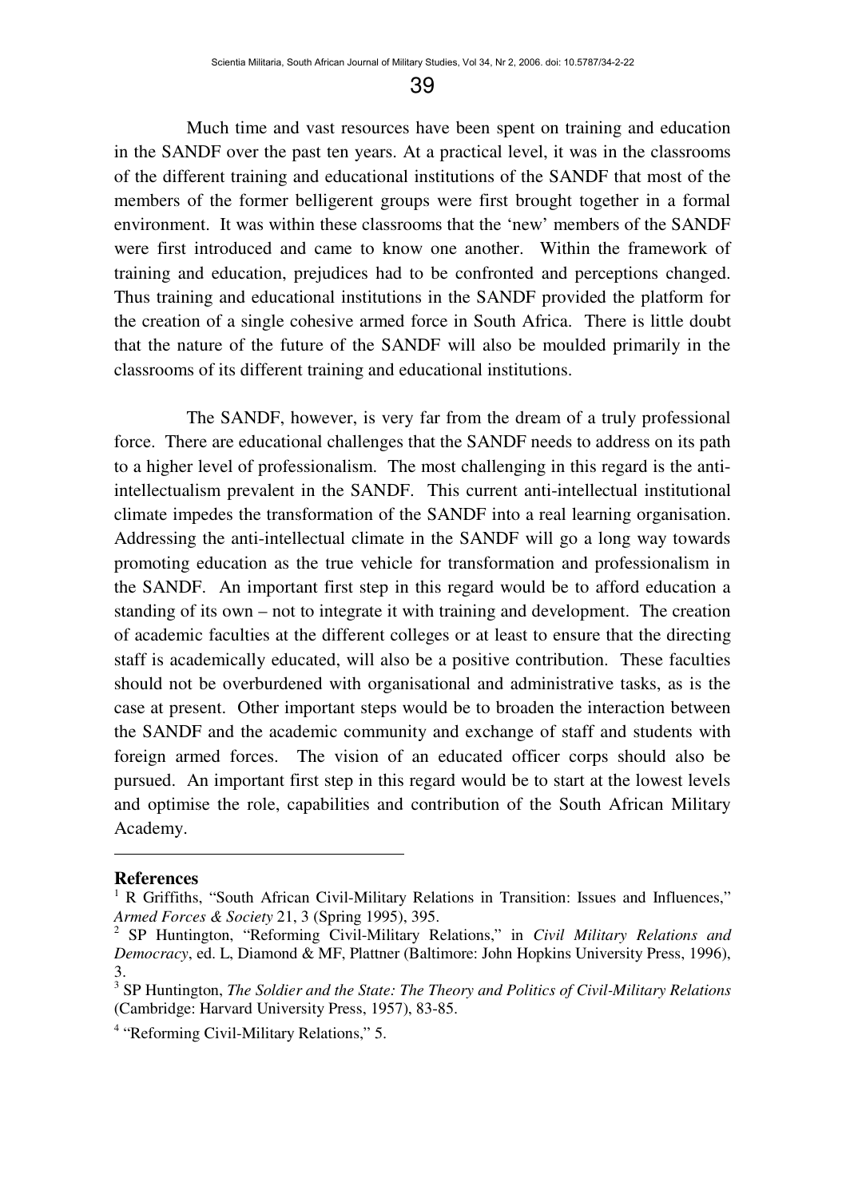Much time and vast resources have been spent on training and education in the SANDF over the past ten years. At a practical level, it was in the classrooms of the different training and educational institutions of the SANDF that most of the members of the former belligerent groups were first brought together in a formal environment. It was within these classrooms that the 'new' members of the SANDF were first introduced and came to know one another. Within the framework of training and education, prejudices had to be confronted and perceptions changed. Thus training and educational institutions in the SANDF provided the platform for the creation of a single cohesive armed force in South Africa. There is little doubt that the nature of the future of the SANDF will also be moulded primarily in the classrooms of its different training and educational institutions.

The SANDF, however, is very far from the dream of a truly professional force. There are educational challenges that the SANDF needs to address on its path to a higher level of professionalism. The most challenging in this regard is the anti-intellectualism prevalent in the SANDF. This current anti-intellectual institutional climate impedes the transformation of the SANDF into a real learning organisation. Addressing the anti-intellectual climate in the SANDF will go a long way towards promoting education as the true vehicle for transformation and professionalism in the SANDF. An important first step in this regard would be to afford education a standing of its own – not to integrate it with training and development. The creation of academic faculties at the different colleges or at least to ensure that the directing staff is academically educated, will also be a positive contribution. These faculties should not be overburdened with organisational and administrative tasks, as is the case at present. Other important steps would be to broaden the interaction between the SANDF and the academic community and exchange of staff and students with foreign armed forces. The vision of an educated officer corps should also be pursued. An important first step in this regard would be to start at the lowest levels and optimise the role, capabilities and contribution of the South African Military Academy.

**References**

[1] R Griffiths, "South African Civil-Military Relations in Transition: Issues and Influences," *Armed Forces & Society* 21, 3 (Spring 1995), 395.

[2] SP Huntington, "Reforming Civil-Military Relations," in *Civil Military Relations and Democracy*, ed. L, Diamond & MF, Plattner (Baltimore: John Hopkins University Press, 1996), 3.

[3] SP Huntington, *The Soldier and the State: The Theory and Politics of Civil-Military Relations* (Cambridge: Harvard University Press, 1957), 83-85.

[4] "Reforming Civil-Military Relations," 5.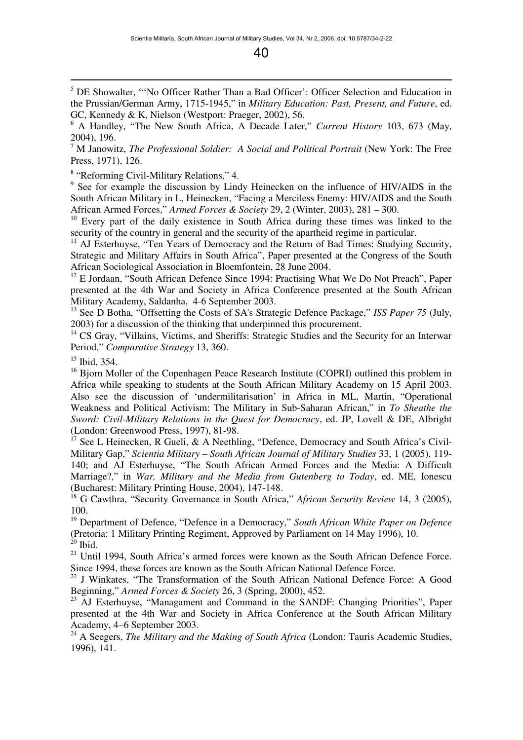[5] DE Showalter, "'No Officer Rather Than a Bad Officer': Officer Selection and Education in the Prussian/German Army, 1715-1945," in *Military Education: Past, Present, and Future*, ed. GC, Kennedy & K, Nielson (Westport: Praeger, 2002), 56.

[6] A Handley, "The New South Africa, A Decade Later," *Current History* 103, 673 (May, 2004), 196.

[7] M Janowitz, *The Professional Soldier: A Social and Political Portrait* (New York: The Free Press, 1971), 126.

[8] "Reforming Civil-Military Relations," 4.

[9] See for example the discussion by Lindy Heinecken on the influence of HIV/AIDS in the South African Military in L, Heinecken, "Facing a Merciless Enemy: HIV/AIDS and the South African Armed Forces," *Armed Forces & Society* 29, 2 (Winter, 2003), 281 – 300.

[10] Every part of the daily existence in South Africa during these times was linked to the security of the country in general and the security of the apartheid regime in particular.

[11] AJ Esterhuyse, "Ten Years of Democracy and the Return of Bad Times: Studying Security, Strategic and Military Affairs in South Africa", Paper presented at the Congress of the South African Sociological Association in Bloemfontein, 28 June 2004.

[12] E Jordaan, "South African Defence Since 1994: Practising What We Do Not Preach", Paper presented at the 4th War and Society in Africa Conference presented at the South African Military Academy, Saldanha, 4-6 September 2003.

[13] See D Botha, "Offsetting the Costs of SA's Strategic Defence Package," *ISS Paper 75* (July, 2003) for a discussion of the thinking that underpinned this procurement.

[14] CS Gray, "Villains, Victims, and Sheriffs: Strategic Studies and the Security for an Interwar Period," *Comparative Strategy* 13, 360.

[15] Ibid, 354.

[16] Bjorn Moller of the Copenhagen Peace Research Institute (COPRI) outlined this problem in Africa while speaking to students at the South African Military Academy on 15 April 2003. Also see the discussion of 'undermilitarisation' in Africa in ML, Martin, "Operational Weakness and Political Activism: The Military in Sub-Saharan African," in *To Sheathe the Sword: Civil-Military Relations in the Quest for Democracy*, ed. JP, Lovell & DE, Albright (London: Greenwood Press, 1997), 81-98.

[17] See L Heinecken, R Gueli, & A Neethling, "Defence, Democracy and South Africa's Civil-Military Gap," *Scientia Military – South African Journal of Military Studies* 33, 1 (2005), 119-140; and AJ Esterhuyse, "The South African Armed Forces and the Media: A Difficult Marriage?," in *War, Military and the Media from Gutenberg to Today*, ed. ME, Ionescu (Bucharest: Military Printing House, 2004), 147-148.

[18] G Cawthra, "Security Governance in South Africa," *African Security Review* 14, 3 (2005), 100.

[19] Department of Defence, "Defence in a Democracy," *South African White Paper on Defence* (Pretoria: 1 Military Printing Regiment, Approved by Parliament on 14 May 1996), 10.

[20] Ibid.

[21] Until 1994, South Africa's armed forces were known as the South African Defence Force. Since 1994, these forces are known as the South African National Defence Force.

[22] J Winkates, "The Transformation of the South African National Defence Force: A Good Beginning," *Armed Forces & Society* 26, 3 (Spring, 2000), 452.

[23] AJ Esterhuyse, "Managament and Command in the SANDF: Changing Priorities", Paper presented at the 4th War and Society in Africa Conference at the South African Military Academy, 4–6 September 2003.

[24] A Seegers, *The Military and the Making of South Africa* (London: Tauris Academic Studies, 1996), 141.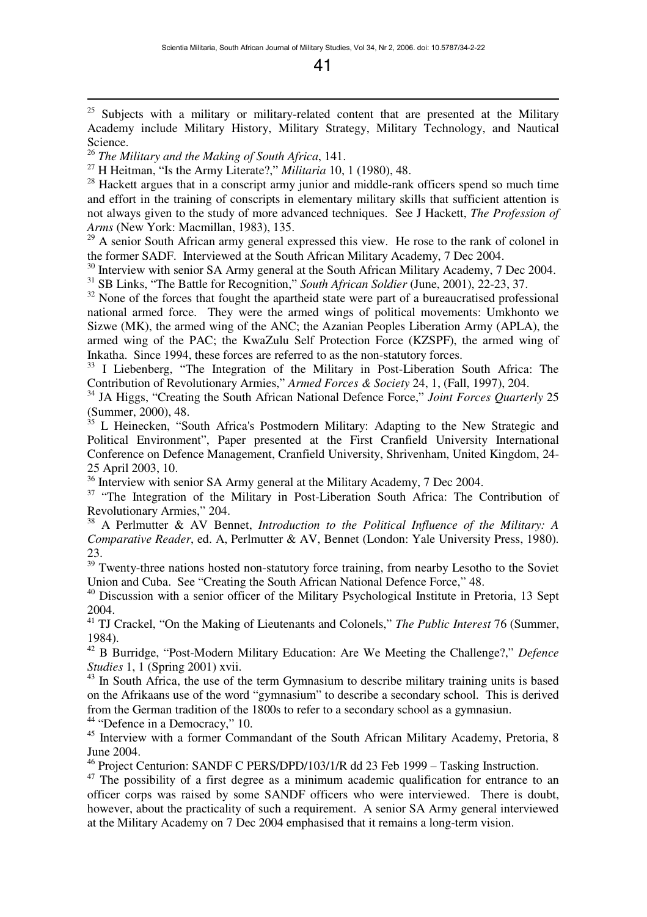[25] Subjects with a military or military-related content that are presented at the Military Academy include Military History, Military Strategy, Military Technology, and Nautical Science.

[26] *The Military and the Making of South Africa*, 141.

[27] H Heitman, "Is the Army Literate?," *Militaria* 10, 1 (1980), 48.

[28] Hackett argues that in a conscript army junior and middle-rank officers spend so much time and effort in the training of conscripts in elementary military skills that sufficient attention is not always given to the study of more advanced techniques. See J Hackett, *The Profession of Arms* (New York: Macmillan, 1983), 135.

[29] A senior South African army general expressed this view. He rose to the rank of colonel in the former SADF. Interviewed at the South African Military Academy, 7 Dec 2004.

[30] Interview with senior SA Army general at the South African Military Academy, 7 Dec 2004.

[31] SB Links, "The Battle for Recognition," *South African Soldier* (June, 2001), 22-23, 37.

[32] None of the forces that fought the apartheid state were part of a bureaucratised professional national armed force. They were the armed wings of political movements: Umkhonto we Sizwe (MK), the armed wing of the ANC; the Azanian Peoples Liberation Army (APLA), the armed wing of the PAC; the KwaZulu Self Protection Force (KZSPF), the armed wing of Inkatha. Since 1994, these forces are referred to as the non-statutory forces.

[33] I Liebenberg, "The Integration of the Military in Post-Liberation South Africa: The Contribution of Revolutionary Armies," *Armed Forces & Society* 24, 1, (Fall, 1997), 204.

[34] JA Higgs, "Creating the South African National Defence Force," *Joint Forces Quarterly* 25 (Summer, 2000), 48.

[35] L Heinecken, "South Africa's Postmodern Military: Adapting to the New Strategic and Political Environment", Paper presented at the First Cranfield University International Conference on Defence Management, Cranfield University, Shrivenham, United Kingdom, 24-25 April 2003, 10.

[36] Interview with senior SA Army general at the Military Academy, 7 Dec 2004.

[37] "The Integration of the Military in Post-Liberation South Africa: The Contribution of Revolutionary Armies," 204.

[38] A Perlmutter & AV Bennet, *Introduction to the Political Influence of the Military: A Comparative Reader*, ed. A, Perlmutter & AV, Bennet (London: Yale University Press, 1980). 23.

[39] Twenty-three nations hosted non-statutory force training, from nearby Lesotho to the Soviet Union and Cuba. See "Creating the South African National Defence Force," 48.

[40] Discussion with a senior officer of the Military Psychological Institute in Pretoria, 13 Sept 2004.

[41] TJ Crackel, "On the Making of Lieutenants and Colonels," *The Public Interest* 76 (Summer, 1984).

[42] B Burridge, "Post-Modern Military Education: Are We Meeting the Challenge?," *Defence Studies* 1, 1 (Spring 2001) xvii.

[43] In South Africa, the use of the term Gymnasium to describe military training units is based on the Afrikaans use of the word "gymnasium" to describe a secondary school. This is derived from the German tradition of the 1800s to refer to a secondary school as a gymnasiun.

[44] "Defence in a Democracy," 10.

[45] Interview with a former Commandant of the South African Military Academy, Pretoria, 8 June 2004.

[46] Project Centurion: SANDF C PERS/DPD/103/1/R dd 23 Feb 1999 – Tasking Instruction.

[47] The possibility of a first degree as a minimum academic qualification for entrance to an officer corps was raised by some SANDF officers who were interviewed. There is doubt, however, about the practicality of such a requirement. A senior SA Army general interviewed at the Military Academy on 7 Dec 2004 emphasised that it remains a long-term vision.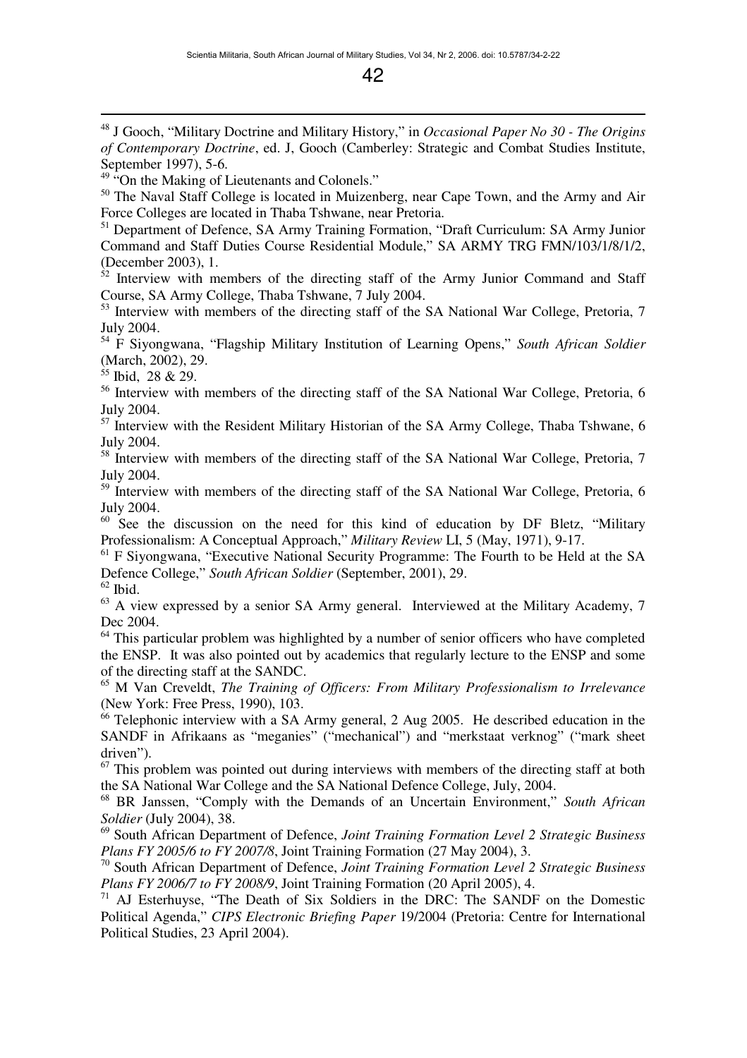[48] J Gooch, "Military Doctrine and Military History," in *Occasional Paper No 30 - The Origins of Contemporary Doctrine*, ed. J, Gooch (Camberley: Strategic and Combat Studies Institute, September 1997), 5-6.

[49] "On the Making of Lieutenants and Colonels."

[50] The Naval Staff College is located in Muizenberg, near Cape Town, and the Army and Air Force Colleges are located in Thaba Tshwane, near Pretoria.

[51] Department of Defence, SA Army Training Formation, "Draft Curriculum: SA Army Junior Command and Staff Duties Course Residential Module," SA ARMY TRG FMN/103/1/8/1/2, (December 2003), 1.

[52] Interview with members of the directing staff of the Army Junior Command and Staff Course, SA Army College, Thaba Tshwane, 7 July 2004.

[53] Interview with members of the directing staff of the SA National War College, Pretoria, 7 July 2004.

[54] F Siyongwana, "Flagship Military Institution of Learning Opens," *South African Soldier* (March, 2002), 29.

[55] Ibid, 28 & 29.

[56] Interview with members of the directing staff of the SA National War College, Pretoria, 6 July 2004.

[57] Interview with the Resident Military Historian of the SA Army College, Thaba Tshwane, 6 July 2004.

[58] Interview with members of the directing staff of the SA National War College, Pretoria, 7 July 2004.

[59] Interview with members of the directing staff of the SA National War College, Pretoria, 6 July 2004.

[60] See the discussion on the need for this kind of education by DF Bletz, "Military Professionalism: A Conceptual Approach," *Military Review* LI, 5 (May, 1971), 9-17.

[61] F Siyongwana, "Executive National Security Programme: The Fourth to be Held at the SA Defence College," *South African Soldier* (September, 2001), 29.

[62] Ibid.

[63] A view expressed by a senior SA Army general. Interviewed at the Military Academy, 7 Dec 2004.

[64] This particular problem was highlighted by a number of senior officers who have completed the ENSP. It was also pointed out by academics that regularly lecture to the ENSP and some of the directing staff at the SANDC.

[65] M Van Creveldt, *The Training of Officers: From Military Professionalism to Irrelevance* (New York: Free Press, 1990), 103.

[66] Telephonic interview with a SA Army general, 2 Aug 2005. He described education in the SANDF in Afrikaans as "meganies" ("mechanical") and "merkstaat verknog" ("mark sheet driven").

[67] This problem was pointed out during interviews with members of the directing staff at both the SA National War College and the SA National Defence College, July, 2004.

[68] BR Janssen, "Comply with the Demands of an Uncertain Environment," *South African Soldier* (July 2004), 38.

[69] South African Department of Defence, *Joint Training Formation Level 2 Strategic Business Plans FY 2005/6 to FY 2007/8*, Joint Training Formation (27 May 2004), 3.

[70] South African Department of Defence, *Joint Training Formation Level 2 Strategic Business Plans FY 2006/7 to FY 2008/9*, Joint Training Formation (20 April 2005), 4.

[71] AJ Esterhuyse, "The Death of Six Soldiers in the DRC: The SANDF on the Domestic Political Agenda," *CIPS Electronic Briefing Paper* 19/2004 (Pretoria: Centre for International Political Studies, 23 April 2004).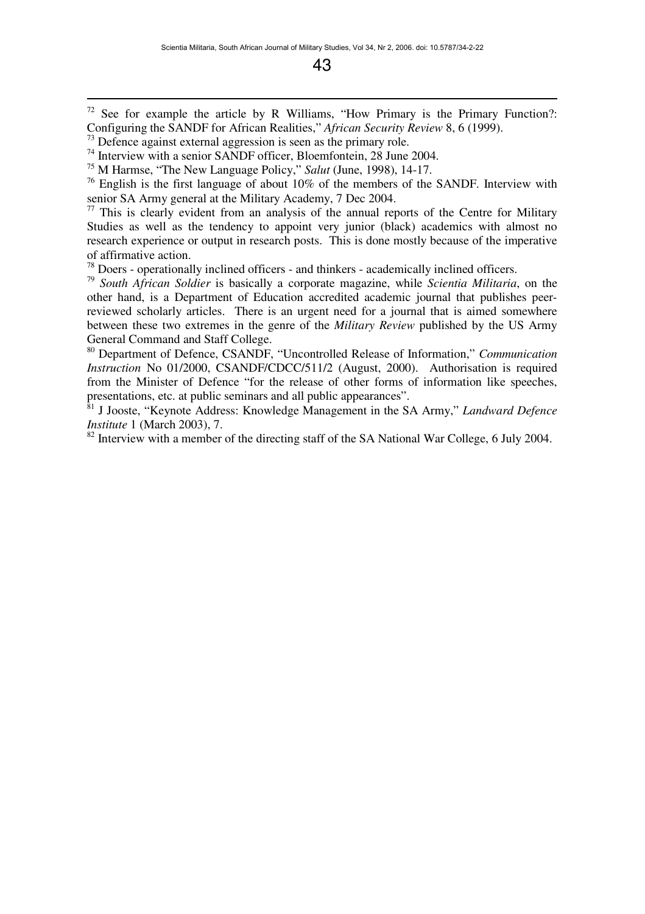[72] See for example the article by R Williams, "How Primary is the Primary Function?: Configuring the SANDF for African Realities," *African Security Review* 8, 6 (1999).

[73] Defence against external aggression is seen as the primary role.

[74] Interview with a senior SANDF officer, Bloemfontein, 28 June 2004.

[75] M Harmse, "The New Language Policy," *Salut* (June, 1998), 14-17.

[76] English is the first language of about 10% of the members of the SANDF. Interview with senior SA Army general at the Military Academy, 7 Dec 2004.

[77] This is clearly evident from an analysis of the annual reports of the Centre for Military Studies as well as the tendency to appoint very junior (black) academics with almost no research experience or output in research posts. This is done mostly because of the imperative of affirmative action.

[78] Doers - operationally inclined officers - and thinkers - academically inclined officers.

[79] *South African Soldier* is basically a corporate magazine, while *Scientia Militaria*, on the other hand, is a Department of Education accredited academic journal that publishes peer-reviewed scholarly articles. There is an urgent need for a journal that is aimed somewhere between these two extremes in the genre of the *Military Review* published by the US Army General Command and Staff College.

[80] Department of Defence, CSANDF, "Uncontrolled Release of Information," *Communication Instruction* No 01/2000, CSANDF/CDCC/511/2 (August, 2000). Authorisation is required from the Minister of Defence "for the release of other forms of information like speeches, presentations, etc. at public seminars and all public appearances".

[81] J Jooste, "Keynote Address: Knowledge Management in the SA Army," *Landward Defence Institute* 1 (March 2003), 7.

[82] Interview with a member of the directing staff of the SA National War College, 6 July 2004.